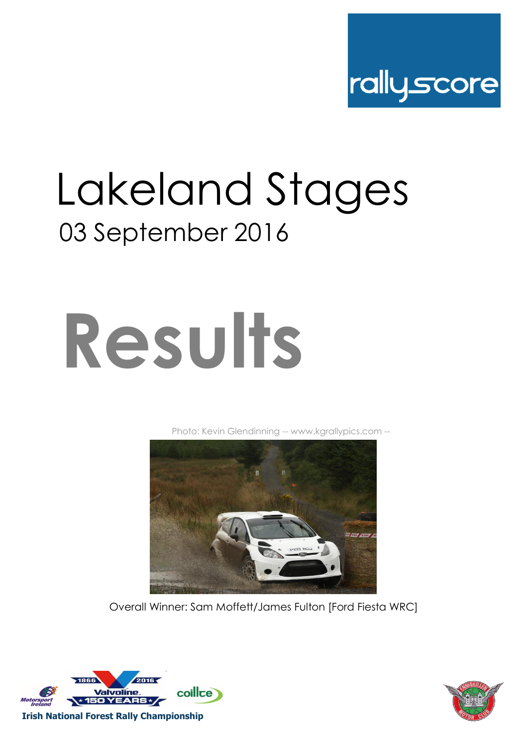rallyscore

# Lakeland Stages

## 03 September 2016

# Results

Photo: Kevin Glendinning -- www.kgrallypics.com --

Overall Winner: Sam Moffett/James Fulton [Ford Fiesta WRC]

Irish National Forest Rally Championship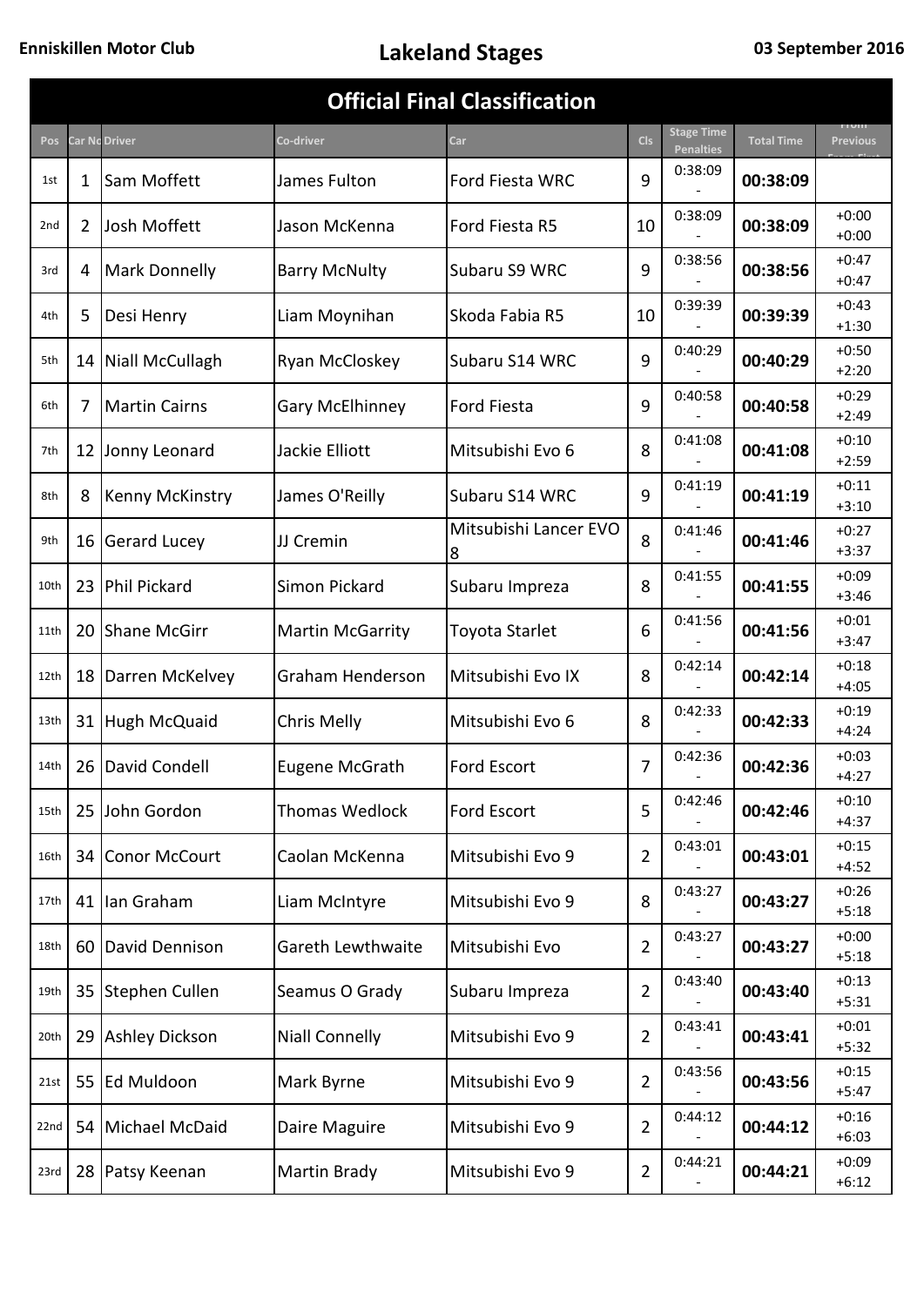Enniskillen Motor Club

# Lakeland Stages

03 September 2016

## Official Final Classification

| Pos | Car No | Driver | Co-driver | Car | Cls | Stage Time Penalties | Total Time | From Previous From First |
|---|---|---|---|---|---|---|---|---|
| 1st | 1 | Sam Moffett | James Fulton | Ford Fiesta WRC | 9 | 0:38:09 - | **00:38:09** | |
| 2nd | 2 | Josh Moffett | Jason McKenna | Ford Fiesta R5 | 10 | 0:38:09 - | **00:38:09** | +0:00 +0:00 |
| 3rd | 4 | Mark Donnelly | Barry McNulty | Subaru S9 WRC | 9 | 0:38:56 - | **00:38:56** | +0:47 +0:47 |
| 4th | 5 | Desi Henry | Liam Moynihan | Skoda Fabia R5 | 10 | 0:39:39 - | **00:39:39** | +0:43 +1:30 |
| 5th | 14 | Niall McCullagh | Ryan McCloskey | Subaru S14 WRC | 9 | 0:40:29 - | **00:40:29** | +0:50 +2:20 |
| 6th | 7 | Martin Cairns | Gary McElhinney | Ford Fiesta | 9 | 0:40:58 - | **00:40:58** | +0:29 +2:49 |
| 7th | 12 | Jonny Leonard | Jackie Elliott | Mitsubishi Evo 6 | 8 | 0:41:08 - | **00:41:08** | +0:10 +2:59 |
| 8th | 8 | Kenny McKinstry | James O'Reilly | Subaru S14 WRC | 9 | 0:41:19 - | **00:41:19** | +0:11 +3:10 |
| 9th | 16 | Gerard Lucey | JJ Cremin | Mitsubishi Lancer EVO 8 | 8 | 0:41:46 - | **00:41:46** | +0:27 +3:37 |
| 10th | 23 | Phil Pickard | Simon Pickard | Subaru Impreza | 8 | 0:41:55 - | **00:41:55** | +0:09 +3:46 |
| 11th | 20 | Shane McGirr | Martin McGarrity | Toyota Starlet | 6 | 0:41:56 - | **00:41:56** | +0:01 +3:47 |
| 12th | 18 | Darren McKelvey | Graham Henderson | Mitsubishi Evo IX | 8 | 0:42:14 - | **00:42:14** | +0:18 +4:05 |
| 13th | 31 | Hugh McQuaid | Chris Melly | Mitsubishi Evo 6 | 8 | 0:42:33 - | **00:42:33** | +0:19 +4:24 |
| 14th | 26 | David Condell | Eugene McGrath | Ford Escort | 7 | 0:42:36 - | **00:42:36** | +0:03 +4:27 |
| 15th | 25 | John Gordon | Thomas Wedlock | Ford Escort | 5 | 0:42:46 - | **00:42:46** | +0:10 +4:37 |
| 16th | 34 | Conor McCourt | Caolan McKenna | Mitsubishi Evo 9 | 2 | 0:43:01 - | **00:43:01** | +0:15 +4:52 |
| 17th | 41 | Ian Graham | Liam McIntyre | Mitsubishi Evo 9 | 8 | 0:43:27 - | **00:43:27** | +0:26 +5:18 |
| 18th | 60 | David Dennison | Gareth Lewthwaite | Mitsubishi Evo | 2 | 0:43:27 - | **00:43:27** | +0:00 +5:18 |
| 19th | 35 | Stephen Cullen | Seamus O Grady | Subaru Impreza | 2 | 0:43:40 - | **00:43:40** | +0:13 +5:31 |
| 20th | 29 | Ashley Dickson | Niall Connelly | Mitsubishi Evo 9 | 2 | 0:43:41 - | **00:43:41** | +0:01 +5:32 |
| 21st | 55 | Ed Muldoon | Mark Byrne | Mitsubishi Evo 9 | 2 | 0:43:56 - | **00:43:56** | +0:15 +5:47 |
| 22nd | 54 | Michael McDaid | Daire Maguire | Mitsubishi Evo 9 | 2 | 0:44:12 - | **00:44:12** | +0:16 +6:03 |
| 23rd | 28 | Patsy Keenan | Martin Brady | Mitsubishi Evo 9 | 2 | 0:44:21 - | **00:44:21** | +0:09 +6:12 |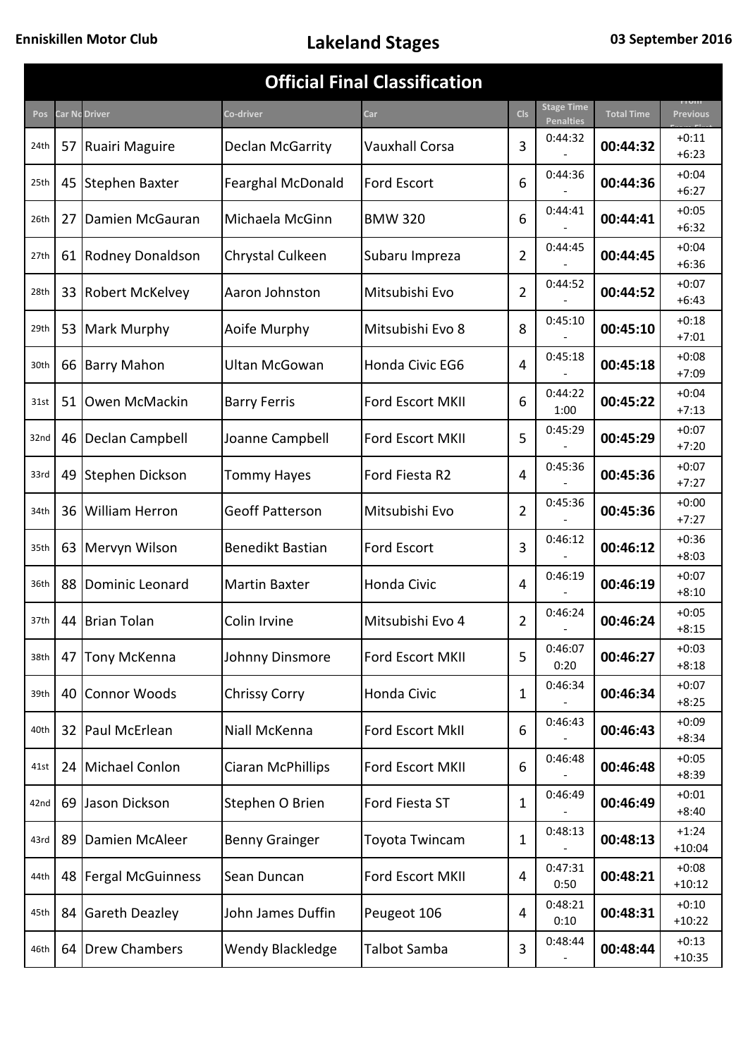**Enniskillen Motor Club** **Lakeland Stages** **03 September 2016**

## Official Final Classification

| Pos | Car No | Driver | Co-driver | Car | Cls | Stage Time Penalties | Total Time | From Previous From First |
|---|---|---|---|---|---|---|---|---|
| 24th | 57 | Ruairi Maguire | Declan McGarrity | Vauxhall Corsa | 3 | 0:44:32 - | **00:44:32** | +0:11 +6:23 |
| 25th | 45 | Stephen Baxter | Fearghal McDonald | Ford Escort | 6 | 0:44:36 - | **00:44:36** | +0:04 +6:27 |
| 26th | 27 | Damien McGauran | Michaela McGinn | BMW 320 | 6 | 0:44:41 - | **00:44:41** | +0:05 +6:32 |
| 27th | 61 | Rodney Donaldson | Chrystal Culkeen | Subaru Impreza | 2 | 0:44:45 - | **00:44:45** | +0:04 +6:36 |
| 28th | 33 | Robert McKelvey | Aaron Johnston | Mitsubishi Evo | 2 | 0:44:52 - | **00:44:52** | +0:07 +6:43 |
| 29th | 53 | Mark Murphy | Aoife Murphy | Mitsubishi Evo 8 | 8 | 0:45:10 - | **00:45:10** | +0:18 +7:01 |
| 30th | 66 | Barry Mahon | Ultan McGowan | Honda Civic EG6 | 4 | 0:45:18 - | **00:45:18** | +0:08 +7:09 |
| 31st | 51 | Owen McMackin | Barry Ferris | Ford Escort MKII | 6 | 0:44:22 1:00 | **00:45:22** | +0:04 +7:13 |
| 32nd | 46 | Declan Campbell | Joanne Campbell | Ford Escort MKII | 5 | 0:45:29 - | **00:45:29** | +0:07 +7:20 |
| 33rd | 49 | Stephen Dickson | Tommy Hayes | Ford Fiesta R2 | 4 | 0:45:36 - | **00:45:36** | +0:07 +7:27 |
| 34th | 36 | William Herron | Geoff Patterson | Mitsubishi Evo | 2 | 0:45:36 - | **00:45:36** | +0:00 +7:27 |
| 35th | 63 | Mervyn Wilson | Benedikt Bastian | Ford Escort | 3 | 0:46:12 - | **00:46:12** | +0:36 +8:03 |
| 36th | 88 | Dominic Leonard | Martin Baxter | Honda Civic | 4 | 0:46:19 - | **00:46:19** | +0:07 +8:10 |
| 37th | 44 | Brian Tolan | Colin Irvine | Mitsubishi Evo 4 | 2 | 0:46:24 - | **00:46:24** | +0:05 +8:15 |
| 38th | 47 | Tony McKenna | Johnny Dinsmore | Ford Escort MKII | 5 | 0:46:07 0:20 | **00:46:27** | +0:03 +8:18 |
| 39th | 40 | Connor Woods | Chrissy Corry | Honda Civic | 1 | 0:46:34 - | **00:46:34** | +0:07 +8:25 |
| 40th | 32 | Paul McErlean | Niall McKenna | Ford Escort MkII | 6 | 0:46:43 - | **00:46:43** | +0:09 +8:34 |
| 41st | 24 | Michael Conlon | Ciaran McPhillips | Ford Escort MKII | 6 | 0:46:48 - | **00:46:48** | +0:05 +8:39 |
| 42nd | 69 | Jason Dickson | Stephen O Brien | Ford Fiesta ST | 1 | 0:46:49 - | **00:46:49** | +0:01 +8:40 |
| 43rd | 89 | Damien McAleer | Benny Grainger | Toyota Twincam | 1 | 0:48:13 - | **00:48:13** | +1:24 +10:04 |
| 44th | 48 | Fergal McGuinness | Sean Duncan | Ford Escort MKII | 4 | 0:47:31 0:50 | **00:48:21** | +0:08 +10:12 |
| 45th | 84 | Gareth Deazley | John James Duffin | Peugeot 106 | 4 | 0:48:21 0:10 | **00:48:31** | +0:10 +10:22 |
| 46th | 64 | Drew Chambers | Wendy Blackledge | Talbot Samba | 3 | 0:48:44 - | **00:48:44** | +0:13 +10:35 |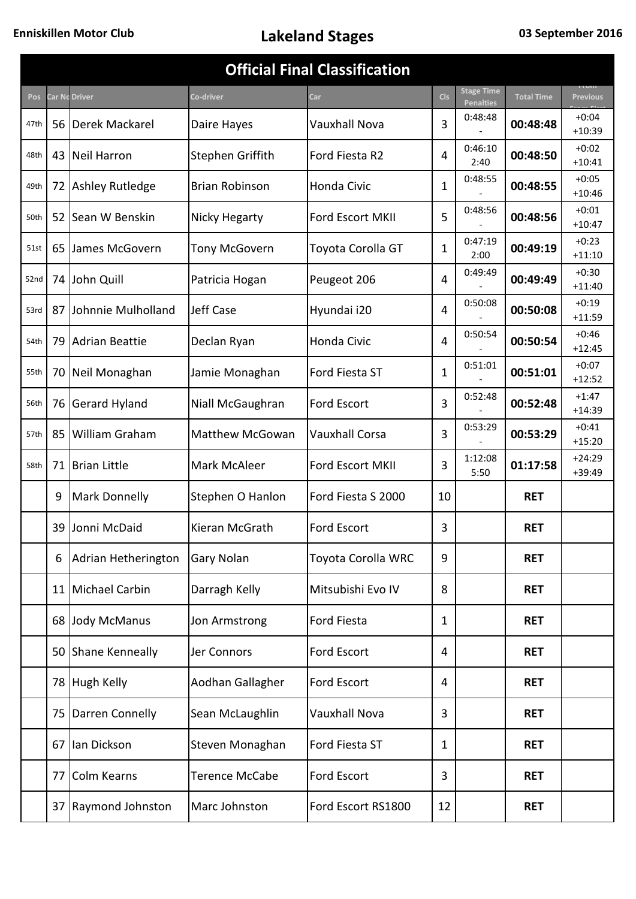**Enniskillen Motor Club**

# Lakeland Stages

**03 September 2016**

## Official Final Classification

| Pos | Car No | Driver | Co-driver | Car | Cls | Stage Time Penalties | Total Time | From Previous From First |
|---|---|---|---|---|---|---|---|---|
| 47th | 56 | Derek Mackarel | Daire Hayes | Vauxhall Nova | 3 | 0:48:48 - | **00:48:48** | +0:04 +10:39 |
| 48th | 43 | Neil Harron | Stephen Griffith | Ford Fiesta R2 | 4 | 0:46:10 2:40 | **00:48:50** | +0:02 +10:41 |
| 49th | 72 | Ashley Rutledge | Brian Robinson | Honda Civic | 1 | 0:48:55 - | **00:48:55** | +0:05 +10:46 |
| 50th | 52 | Sean W Benskin | Nicky Hegarty | Ford Escort MKII | 5 | 0:48:56 - | **00:48:56** | +0:01 +10:47 |
| 51st | 65 | James McGovern | Tony McGovern | Toyota Corolla GT | 1 | 0:47:19 2:00 | **00:49:19** | +0:23 +11:10 |
| 52nd | 74 | John Quill | Patricia Hogan | Peugeot 206 | 4 | 0:49:49 - | **00:49:49** | +0:30 +11:40 |
| 53rd | 87 | Johnnie Mulholland | Jeff Case | Hyundai i20 | 4 | 0:50:08 - | **00:50:08** | +0:19 +11:59 |
| 54th | 79 | Adrian Beattie | Declan Ryan | Honda Civic | 4 | 0:50:54 - | **00:50:54** | +0:46 +12:45 |
| 55th | 70 | Neil Monaghan | Jamie Monaghan | Ford Fiesta ST | 1 | 0:51:01 - | **00:51:01** | +0:07 +12:52 |
| 56th | 76 | Gerard Hyland | Niall McGaughran | Ford Escort | 3 | 0:52:48 - | **00:52:48** | +1:47 +14:39 |
| 57th | 85 | William Graham | Matthew McGowan | Vauxhall Corsa | 3 | 0:53:29 - | **00:53:29** | +0:41 +15:20 |
| 58th | 71 | Brian Little | Mark McAleer | Ford Escort MKII | 3 | 1:12:08 5:50 | **01:17:58** | +24:29 +39:49 |
| | 9 | Mark Donnelly | Stephen O Hanlon | Ford Fiesta S 2000 | 10 | | **RET** | |
| | 39 | Jonni McDaid | Kieran McGrath | Ford Escort | 3 | | **RET** | |
| | 6 | Adrian Hetherington | Gary Nolan | Toyota Corolla WRC | 9 | | **RET** | |
| | 11 | Michael Carbin | Darragh Kelly | Mitsubishi Evo IV | 8 | | **RET** | |
| | 68 | Jody McManus | Jon Armstrong | Ford Fiesta | 1 | | **RET** | |
| | 50 | Shane Kenneally | Jer Connors | Ford Escort | 4 | | **RET** | |
| | 78 | Hugh Kelly | Aodhan Gallagher | Ford Escort | 4 | | **RET** | |
| | 75 | Darren Connelly | Sean McLaughlin | Vauxhall Nova | 3 | | **RET** | |
| | 67 | Ian Dickson | Steven Monaghan | Ford Fiesta ST | 1 | | **RET** | |
| | 77 | Colm Kearns | Terence McCabe | Ford Escort | 3 | | **RET** | |
| | 37 | Raymond Johnston | Marc Johnston | Ford Escort RS1800 | 12 | | **RET** | |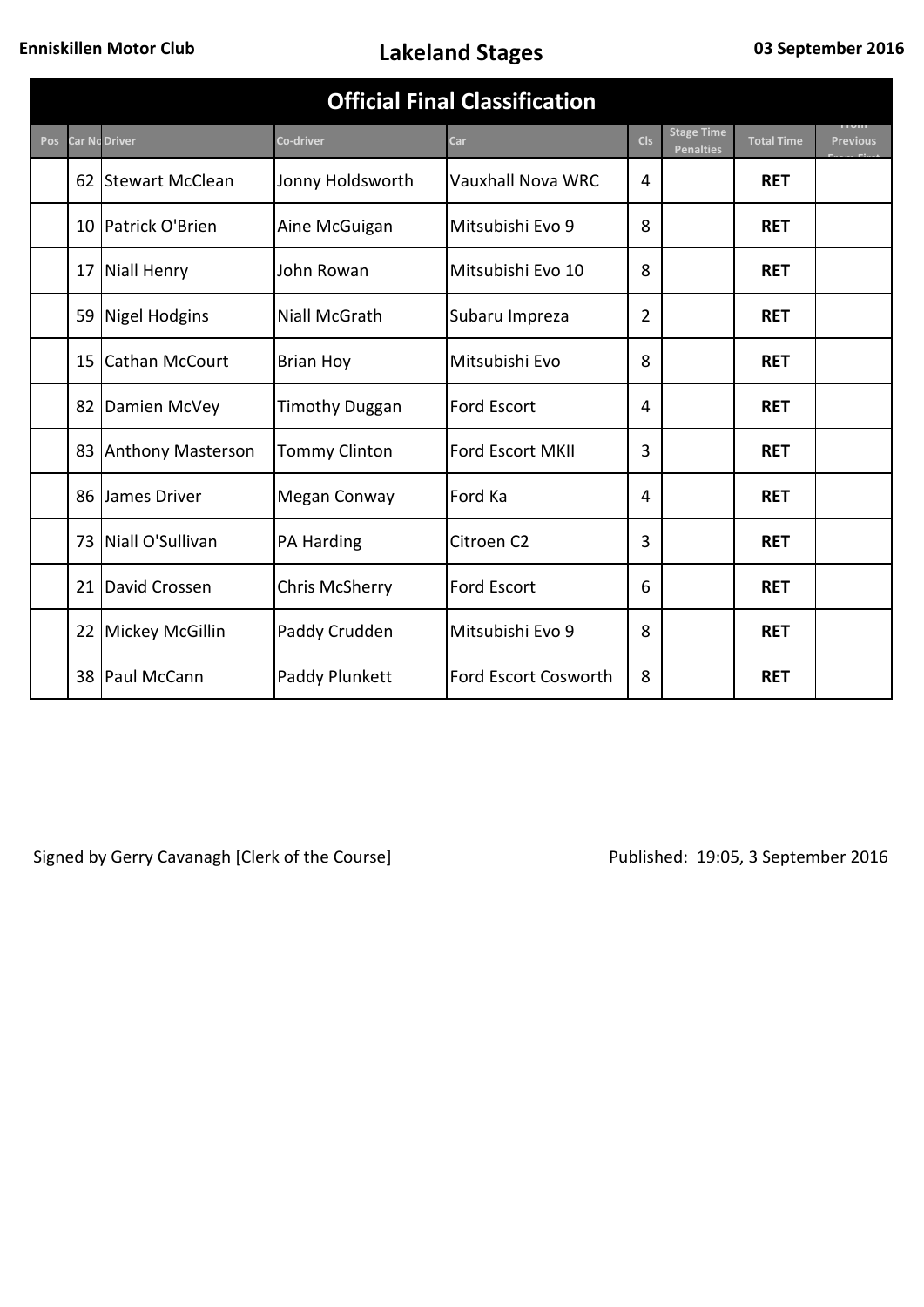**Enniskillen Motor Club** | **Lakeland Stages** | **03 September 2016**

## Official Final Classification

| Pos | Car No | Driver | Co-driver | Car | Cls | Stage Time Penalties | Total Time | From Previous From First |
|---|---|---|---|---|---|---|---|---|
| | 62 | Stewart McClean | Jonny Holdsworth | Vauxhall Nova WRC | 4 | | **RET** | |
| | 10 | Patrick O'Brien | Aine McGuigan | Mitsubishi Evo 9 | 8 | | **RET** | |
| | 17 | Niall Henry | John Rowan | Mitsubishi Evo 10 | 8 | | **RET** | |
| | 59 | Nigel Hodgins | Niall McGrath | Subaru Impreza | 2 | | **RET** | |
| | 15 | Cathan McCourt | Brian Hoy | Mitsubishi Evo | 8 | | **RET** | |
| | 82 | Damien McVey | Timothy Duggan | Ford Escort | 4 | | **RET** | |
| | 83 | Anthony Masterson | Tommy Clinton | Ford Escort MKII | 3 | | **RET** | |
| | 86 | James Driver | Megan Conway | Ford Ka | 4 | | **RET** | |
| | 73 | Niall O'Sullivan | PA Harding | Citroen C2 | 3 | | **RET** | |
| | 21 | David Crossen | Chris McSherry | Ford Escort | 6 | | **RET** | |
| | 22 | Mickey McGillin | Paddy Crudden | Mitsubishi Evo 9 | 8 | | **RET** | |
| | 38 | Paul McCann | Paddy Plunkett | Ford Escort Cosworth | 8 | | **RET** | |

Signed by Gerry Cavanagh [Clerk of the Course]

Published: 19:05, 3 September 2016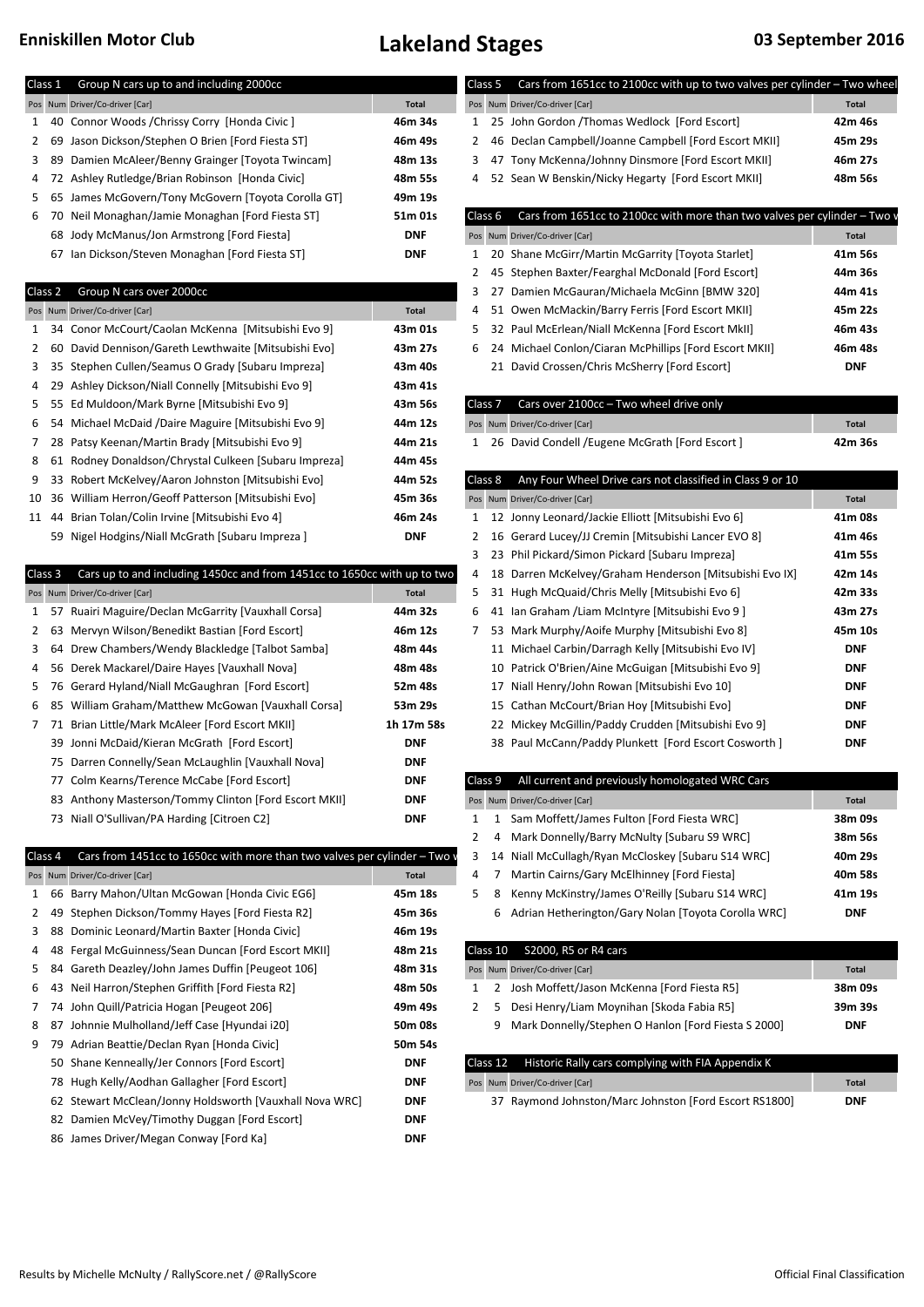**Enniskillen Motor Club** | **Lakeland Stages** | **03 September 2016**

## Class 1 Group N cars up to and including 2000cc

| Pos | Num | Driver/Co-driver [Car] | Total |
|---|---|---|---|
| 1 | 40 | Connor Woods /Chrissy Corry [Honda Civic ] | 46m 34s |
| 2 | 69 | Jason Dickson/Stephen O Brien [Ford Fiesta ST] | 46m 49s |
| 3 | 89 | Damien McAleer/Benny Grainger [Toyota Twincam] | 48m 13s |
| 4 | 72 | Ashley Rutledge/Brian Robinson [Honda Civic] | 48m 55s |
| 5 | 65 | James McGovern/Tony McGovern [Toyota Corolla GT] | 49m 19s |
| 6 | 70 | Neil Monaghan/Jamie Monaghan [Ford Fiesta ST] | 51m 01s |
| | 68 | Jody McManus/Jon Armstrong [Ford Fiesta] | DNF |
| | 67 | Ian Dickson/Steven Monaghan [Ford Fiesta ST] | DNF |

## Class 2 Group N cars over 2000cc

| Pos | Num | Driver/Co-driver [Car] | Total |
|---|---|---|---|
| 1 | 34 | Conor McCourt/Caolan McKenna [Mitsubishi Evo 9] | 43m 01s |
| 2 | 60 | David Dennison/Gareth Lewthwaite [Mitsubishi Evo] | 43m 27s |
| 3 | 35 | Stephen Cullen/Seamus O Grady [Subaru Impreza] | 43m 40s |
| 4 | 29 | Ashley Dickson/Niall Connelly [Mitsubishi Evo 9] | 43m 41s |
| 5 | 55 | Ed Muldoon/Mark Byrne [Mitsubishi Evo 9] | 43m 56s |
| 6 | 54 | Michael McDaid /Daire Maguire [Mitsubishi Evo 9] | 44m 12s |
| 7 | 28 | Patsy Keenan/Martin Brady [Mitsubishi Evo 9] | 44m 21s |
| 8 | 61 | Rodney Donaldson/Chrystal Culkeen [Subaru Impreza] | 44m 45s |
| 9 | 33 | Robert McKelvey/Aaron Johnston [Mitsubishi Evo] | 44m 52s |
| 10 | 36 | William Herron/Geoff Patterson [Mitsubishi Evo] | 45m 36s |
| 11 | 44 | Brian Tolan/Colin Irvine [Mitsubishi Evo 4] | 46m 24s |
| | 59 | Nigel Hodgins/Niall McGrath [Subaru Impreza ] | DNF |

## Class 3 Cars up to and including 1450cc and from 1451cc to 1650cc with up to two

| Pos | Num | Driver/Co-driver [Car] | Total |
|---|---|---|---|
| 1 | 57 | Ruairi Maguire/Declan McGarrity [Vauxhall Corsa] | 44m 32s |
| 2 | 63 | Mervyn Wilson/Benedikt Bastian [Ford Escort] | 46m 12s |
| 3 | 64 | Drew Chambers/Wendy Blackledge [Talbot Samba] | 48m 44s |
| 4 | 56 | Derek Mackarel/Daire Hayes [Vauxhall Nova] | 48m 48s |
| 5 | 76 | Gerard Hyland/Niall McGaughran [Ford Escort] | 52m 48s |
| 6 | 85 | William Graham/Matthew McGowan [Vauxhall Corsa] | 53m 29s |
| 7 | 71 | Brian Little/Mark McAleer [Ford Escort MKII] | 1h 17m 58s |
| | 39 | Jonni McDaid/Kieran McGrath [Ford Escort] | DNF |
| | 75 | Darren Connelly/Sean McLaughlin [Vauxhall Nova] | DNF |
| | 77 | Colm Kearns/Terence McCabe [Ford Escort] | DNF |
| | 83 | Anthony Masterson/Tommy Clinton [Ford Escort MKII] | DNF |
| | 73 | Niall O'Sullivan/PA Harding [Citroen C2] | DNF |

## Class 4 Cars from 1451cc to 1650cc with more than two valves per cylinder – Two w

| Pos | Num | Driver/Co-driver [Car] | Total |
|---|---|---|---|
| 1 | 66 | Barry Mahon/Ultan McGowan [Honda Civic EG6] | 45m 18s |
| 2 | 49 | Stephen Dickson/Tommy Hayes [Ford Fiesta R2] | 45m 36s |
| 3 | 88 | Dominic Leonard/Martin Baxter [Honda Civic] | 46m 19s |
| 4 | 48 | Fergal McGuinness/Sean Duncan [Ford Escort MKII] | 48m 21s |
| 5 | 84 | Gareth Deazley/John James Duffin [Peugeot 106] | 48m 31s |
| 6 | 43 | Neil Harron/Stephen Griffith [Ford Fiesta R2] | 48m 50s |
| 7 | 74 | John Quill/Patricia Hogan [Peugeot 206] | 49m 49s |
| 8 | 87 | Johnnie Mulholland/Jeff Case [Hyundai i20] | 50m 08s |
| 9 | 79 | Adrian Beattie/Declan Ryan [Honda Civic] | 50m 54s |
| | 50 | Shane Kenneally/Jer Connors [Ford Escort] | DNF |
| | 78 | Hugh Kelly/Aodhan Gallagher [Ford Escort] | DNF |
| | 62 | Stewart McClean/Jonny Holdsworth [Vauxhall Nova WRC] | DNF |
| | 82 | Damien McVey/Timothy Duggan [Ford Escort] | DNF |
| | 86 | James Driver/Megan Conway [Ford Ka] | DNF |

## Class 5 Cars from 1651cc to 2100cc with up to two valves per cylinder – Two wheel

| Pos | Num | Driver/Co-driver [Car] | Total |
|---|---|---|---|
| 1 | 25 | John Gordon /Thomas Wedlock [Ford Escort] | 42m 46s |
| 2 | 46 | Declan Campbell/Joanne Campbell [Ford Escort MKII] | 45m 29s |
| 3 | 47 | Tony McKenna/Johnny Dinsmore [Ford Escort MKII] | 46m 27s |
| 4 | 52 | Sean W Benskin/Nicky Hegarty [Ford Escort MKII] | 48m 56s |

## Class 6 Cars from 1651cc to 2100cc with more than two valves per cylinder – Two w

| Pos | Num | Driver/Co-driver [Car] | Total |
|---|---|---|---|
| 1 | 20 | Shane McGirr/Martin McGarrity [Toyota Starlet] | 41m 56s |
| 2 | 45 | Stephen Baxter/Fearghal McDonald [Ford Escort] | 44m 36s |
| 3 | 27 | Damien McGauran/Michaela McGinn [BMW 320] | 44m 41s |
| 4 | 51 | Owen McMackin/Barry Ferris [Ford Escort MKII] | 45m 22s |
| 5 | 32 | Paul McErlean/Niall McKenna [Ford Escort MkII] | 46m 43s |
| 6 | 24 | Michael Conlon/Ciaran McPhillips [Ford Escort MKII] | 46m 48s |
| | 21 | David Crossen/Chris McSherry [Ford Escort] | DNF |

## Class 7 Cars over 2100cc – Two wheel drive only

| Pos | Num | Driver/Co-driver [Car] | Total |
|---|---|---|---|
| 1 | 26 | David Condell /Eugene McGrath [Ford Escort ] | 42m 36s |

## Class 8 Any Four Wheel Drive cars not classified in Class 9 or 10

| Pos | Num | Driver/Co-driver [Car] | Total |
|---|---|---|---|
| 1 | 12 | Jonny Leonard/Jackie Elliott [Mitsubishi Evo 6] | 41m 08s |
| 2 | 16 | Gerard Lucey/JJ Cremin [Mitsubishi Lancer EVO 8] | 41m 46s |
| 3 | 23 | Phil Pickard/Simon Pickard [Subaru Impreza] | 41m 55s |
| 4 | 18 | Darren McKelvey/Graham Henderson [Mitsubishi Evo IX] | 42m 14s |
| 5 | 31 | Hugh McQuaid/Chris Melly [Mitsubishi Evo 6] | 42m 33s |
| 6 | 41 | Ian Graham /Liam McIntyre [Mitsubishi Evo 9 ] | 43m 27s |
| 7 | 53 | Mark Murphy/Aoife Murphy [Mitsubishi Evo 8] | 45m 10s |
| | 11 | Michael Carbin/Darragh Kelly [Mitsubishi Evo IV] | DNF |
| | 10 | Patrick O'Brien/Aine McGuigan [Mitsubishi Evo 9] | DNF |
| | 17 | Niall Henry/John Rowan [Mitsubishi Evo 10] | DNF |
| | 15 | Cathan McCourt/Brian Hoy [Mitsubishi Evo] | DNF |
| | 22 | Mickey McGillin/Paddy Crudden [Mitsubishi Evo 9] | DNF |
| | 38 | Paul McCann/Paddy Plunkett [Ford Escort Cosworth ] | DNF |

## Class 9 All current and previously homologated WRC Cars

| Pos | Num | Driver/Co-driver [Car] | Total |
|---|---|---|---|
| 1 | 1 | Sam Moffett/James Fulton [Ford Fiesta WRC] | 38m 09s |
| 2 | 4 | Mark Donnelly/Barry McNulty [Subaru S9 WRC] | 38m 56s |
| 3 | 14 | Niall McCullagh/Ryan McCloskey [Subaru S14 WRC] | 40m 29s |
| 4 | 7 | Martin Cairns/Gary McElhinney [Ford Fiesta] | 40m 58s |
| 5 | 8 | Kenny McKinstry/James O'Reilly [Subaru S14 WRC] | 41m 19s |
| | 6 | Adrian Hetherington/Gary Nolan [Toyota Corolla WRC] | DNF |

## Class 10 S2000, R5 or R4 cars

| Pos | Num | Driver/Co-driver [Car] | Total |
|---|---|---|---|
| 1 | 2 | Josh Moffett/Jason McKenna [Ford Fiesta R5] | 38m 09s |
| 2 | 5 | Desi Henry/Liam Moynihan [Skoda Fabia R5] | 39m 39s |
| | 9 | Mark Donnelly/Stephen O Hanlon [Ford Fiesta S 2000] | DNF |

## Class 12 Historic Rally cars complying with FIA Appendix K

| Pos | Num | Driver/Co-driver [Car] | Total |
|---|---|---|---|
| | 37 | Raymond Johnston/Marc Johnston [Ford Escort RS1800] | DNF |

Results by Michelle McNulty / RallyScore.net / @RallyScore | Official Final Classification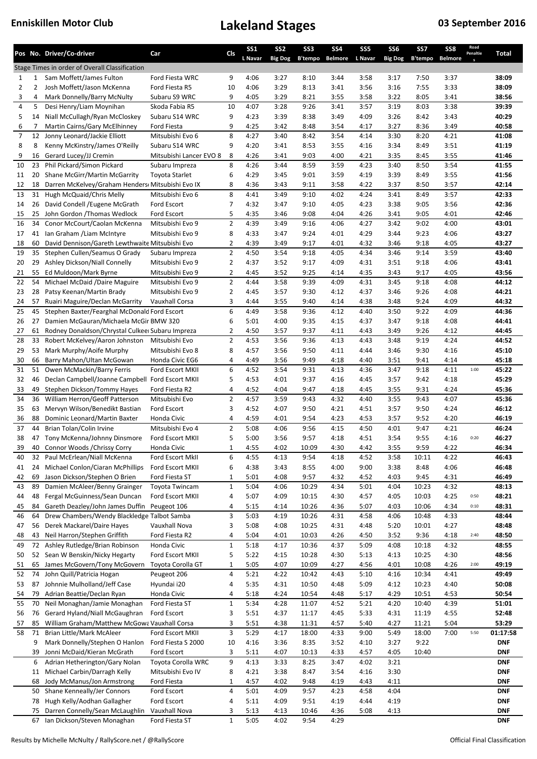**Enniskillen Motor Club**

# Lakeland Stages

**03 September 2016**

| Pos | No. | Driver/Co-driver | Car | Cls | SS1 L Navar | SS2 Big Dog | SS3 B'tempo | SS4 Belmore | SS5 L Navar | SS6 Big Dog | SS7 B'tempo | SS8 Belmore | Road Penalties | Total |
|---|---|---|---|---|---|---|---|---|---|---|---|---|---|---|
| Stage Times in order of Overall Classification | | | | | | | | | | | | | | |
| 1 | 1 | Sam Moffett/James Fulton | Ford Fiesta WRC | 9 | 4:06 | 3:27 | 8:10 | 3:44 | 3:58 | 3:17 | 7:50 | 3:37 | | **38:09** |
| 2 | 2 | Josh Moffett/Jason McKenna | Ford Fiesta R5 | 10 | 4:06 | 3:29 | 8:13 | 3:41 | 3:56 | 3:16 | 7:55 | 3:33 | | **38:09** |
| 3 | 4 | Mark Donnelly/Barry McNulty | Subaru S9 WRC | 9 | 4:05 | 3:29 | 8:21 | 3:55 | 3:58 | 3:22 | 8:05 | 3:41 | | **38:56** |
| 4 | 5 | Desi Henry/Liam Moynihan | Skoda Fabia R5 | 10 | 4:07 | 3:28 | 9:26 | 3:41 | 3:57 | 3:19 | 8:03 | 3:38 | | **39:39** |
| 5 | 14 | Niall McCullagh/Ryan McCloskey | Subaru S14 WRC | 9 | 4:23 | 3:39 | 8:38 | 3:49 | 4:09 | 3:26 | 8:42 | 3:43 | | **40:29** |
| 6 | 7 | Martin Cairns/Gary McElhinney | Ford Fiesta | 9 | 4:25 | 3:42 | 8:48 | 3:54 | 4:17 | 3:27 | 8:36 | 3:49 | | **40:58** |
| 7 | 12 | Jonny Leonard/Jackie Elliott | Mitsubishi Evo 6 | 8 | 4:27 | 3:40 | 8:42 | 3:54 | 4:14 | 3:30 | 8:20 | 4:21 | | **41:08** |
| 8 | 8 | Kenny McKinstry/James O'Reilly | Subaru S14 WRC | 9 | 4:20 | 3:41 | 8:53 | 3:55 | 4:16 | 3:34 | 8:49 | 3:51 | | **41:19** |
| 9 | 16 | Gerard Lucey/JJ Cremin | Mitsubishi Lancer EVO 8 | 8 | 4:26 | 3:41 | 9:03 | 4:00 | 4:21 | 3:35 | 8:45 | 3:55 | | **41:46** |
| 10 | 23 | Phil Pickard/Simon Pickard | Subaru Impreza | 8 | 4:26 | 3:44 | 8:59 | 3:59 | 4:23 | 3:40 | 8:50 | 3:54 | | **41:55** |
| 11 | 20 | Shane McGirr/Martin McGarrity | Toyota Starlet | 6 | 4:29 | 3:45 | 9:01 | 3:59 | 4:19 | 3:39 | 8:49 | 3:55 | | **41:56** |
| 12 | 18 | Darren McKelvey/Graham Henders | Mitsubishi Evo IX | 8 | 4:36 | 3:43 | 9:11 | 3:58 | 4:22 | 3:37 | 8:50 | 3:57 | | **42:14** |
| 13 | 31 | Hugh McQuaid/Chris Melly | Mitsubishi Evo 6 | 8 | 4:41 | 3:49 | 9:10 | 4:02 | 4:24 | 3:41 | 8:49 | 3:57 | | **42:33** |
| 14 | 26 | David Condell /Eugene McGrath | Ford Escort | 7 | 4:32 | 3:47 | 9:10 | 4:05 | 4:23 | 3:38 | 9:05 | 3:56 | | **42:36** |
| 15 | 25 | John Gordon /Thomas Wedlock | Ford Escort | 5 | 4:35 | 3:46 | 9:08 | 4:04 | 4:26 | 3:41 | 9:05 | 4:01 | | **42:46** |
| 16 | 34 | Conor McCourt/Caolan McKenna | Mitsubishi Evo 9 | 2 | 4:39 | 3:49 | 9:16 | 4:06 | 4:27 | 3:42 | 9:02 | 4:00 | | **43:01** |
| 17 | 41 | Ian Graham /Liam McIntyre | Mitsubishi Evo 9 | 8 | 4:33 | 3:47 | 9:24 | 4:01 | 4:29 | 3:44 | 9:23 | 4:06 | | **43:27** |
| 18 | 60 | David Dennison/Gareth Lewthwaite | Mitsubishi Evo | 2 | 4:39 | 3:49 | 9:17 | 4:01 | 4:32 | 3:46 | 9:18 | 4:05 | | **43:27** |
| 19 | 35 | Stephen Cullen/Seamus O Grady | Subaru Impreza | 2 | 4:50 | 3:54 | 9:18 | 4:05 | 4:34 | 3:46 | 9:14 | 3:59 | | **43:40** |
| 20 | 29 | Ashley Dickson/Niall Connelly | Mitsubishi Evo 9 | 2 | 4:37 | 3:52 | 9:17 | 4:09 | 4:31 | 3:51 | 9:18 | 4:06 | | **43:41** |
| 21 | 55 | Ed Muldoon/Mark Byrne | Mitsubishi Evo 9 | 2 | 4:45 | 3:52 | 9:25 | 4:14 | 4:35 | 3:43 | 9:17 | 4:05 | | **43:56** |
| 22 | 54 | Michael McDaid /Daire Maguire | Mitsubishi Evo 9 | 2 | 4:44 | 3:58 | 9:39 | 4:09 | 4:31 | 3:45 | 9:18 | 4:08 | | **44:12** |
| 23 | 28 | Patsy Keenan/Martin Brady | Mitsubishi Evo 9 | 2 | 4:45 | 3:57 | 9:30 | 4:12 | 4:37 | 3:46 | 9:26 | 4:08 | | **44:21** |
| 24 | 57 | Ruairi Maguire/Declan McGarrity | Vauxhall Corsa | 3 | 4:44 | 3:55 | 9:40 | 4:14 | 4:38 | 3:48 | 9:24 | 4:09 | | **44:32** |
| 25 | 45 | Stephen Baxter/Fearghal McDonald | Ford Escort | 6 | 4:49 | 3:58 | 9:36 | 4:12 | 4:40 | 3:50 | 9:22 | 4:09 | | **44:36** |
| 26 | 27 | Damien McGauran/Michaela McGir | BMW 320 | 6 | 5:01 | 4:00 | 9:35 | 4:15 | 4:37 | 3:47 | 9:18 | 4:08 | | **44:41** |
| 27 | 61 | Rodney Donaldson/Chrystal Culkee | Subaru Impreza | 2 | 4:50 | 3:57 | 9:37 | 4:11 | 4:43 | 3:49 | 9:26 | 4:12 | | **44:45** |
| 28 | 33 | Robert McKelvey/Aaron Johnston | Mitsubishi Evo | 2 | 4:53 | 3:56 | 9:36 | 4:13 | 4:43 | 3:48 | 9:19 | 4:24 | | **44:52** |
| 29 | 53 | Mark Murphy/Aoife Murphy | Mitsubishi Evo 8 | 8 | 4:57 | 3:56 | 9:50 | 4:11 | 4:44 | 3:46 | 9:30 | 4:16 | | **45:10** |
| 30 | 66 | Barry Mahon/Ultan McGowan | Honda Civic EG6 | 4 | 4:49 | 3:56 | 9:49 | 4:18 | 4:40 | 3:51 | 9:41 | 4:14 | | **45:18** |
| 31 | 51 | Owen McMackin/Barry Ferris | Ford Escort MKII | 6 | 4:52 | 3:54 | 9:31 | 4:13 | 4:36 | 3:47 | 9:18 | 4:11 | 1:00 | **45:22** |
| 32 | 46 | Declan Campbell/Joanne Campbell | Ford Escort MKII | 5 | 4:53 | 4:01 | 9:37 | 4:16 | 4:45 | 3:57 | 9:42 | 4:18 | | **45:29** |
| 33 | 49 | Stephen Dickson/Tommy Hayes | Ford Fiesta R2 | 4 | 4:52 | 4:04 | 9:47 | 4:18 | 4:45 | 3:55 | 9:31 | 4:24 | | **45:36** |
| 34 | 36 | William Herron/Geoff Patterson | Mitsubishi Evo | 2 | 4:57 | 3:59 | 9:43 | 4:32 | 4:40 | 3:55 | 9:43 | 4:07 | | **45:36** |
| 35 | 63 | Mervyn Wilson/Benedikt Bastian | Ford Escort | 3 | 4:52 | 4:07 | 9:50 | 4:21 | 4:51 | 3:57 | 9:50 | 4:24 | | **46:12** |
| 36 | 88 | Dominic Leonard/Martin Baxter | Honda Civic | 4 | 4:59 | 4:01 | 9:54 | 4:23 | 4:53 | 3:57 | 9:52 | 4:20 | | **46:19** |
| 37 | 44 | Brian Tolan/Colin Irvine | Mitsubishi Evo 4 | 2 | 5:08 | 4:06 | 9:56 | 4:15 | 4:50 | 4:01 | 9:47 | 4:21 | | **46:24** |
| 38 | 47 | Tony McKenna/Johnny Dinsmore | Ford Escort MKII | 5 | 5:00 | 3:56 | 9:57 | 4:18 | 4:51 | 3:54 | 9:55 | 4:16 | 0:20 | **46:27** |
| 39 | 40 | Connor Woods /Chrissy Corry | Honda Civic | 1 | 4:55 | 4:02 | 10:09 | 4:30 | 4:42 | 3:55 | 9:59 | 4:22 | | **46:34** |
| 40 | 32 | Paul McErlean/Niall McKenna | Ford Escort MkII | 6 | 4:55 | 4:13 | 9:54 | 4:18 | 4:52 | 3:58 | 10:11 | 4:22 | | **46:43** |
| 41 | 24 | Michael Conlon/Ciaran McPhillips | Ford Escort MKII | 6 | 4:38 | 3:43 | 8:55 | 4:00 | 9:00 | 3:38 | 8:48 | 4:06 | | **46:48** |
| 42 | 69 | Jason Dickson/Stephen O Brien | Ford Fiesta ST | 1 | 5:01 | 4:08 | 9:57 | 4:32 | 4:52 | 4:03 | 9:45 | 4:31 | | **46:49** |
| 43 | 89 | Damien McAleer/Benny Grainger | Toyota Twincam | 1 | 5:04 | 4:06 | 10:29 | 4:34 | 5:01 | 4:04 | 10:23 | 4:32 | | **48:13** |
| 44 | 48 | Fergal McGuinness/Sean Duncan | Ford Escort MKII | 4 | 5:07 | 4:09 | 10:15 | 4:30 | 4:57 | 4:05 | 10:03 | 4:25 | 0:50 | **48:21** |
| 45 | 84 | Gareth Deazley/John James Duffin | Peugeot 106 | 4 | 5:15 | 4:14 | 10:26 | 4:36 | 5:07 | 4:03 | 10:06 | 4:34 | 0:10 | **48:31** |
| 46 | 64 | Drew Chambers/Wendy Blackledge | Talbot Samba | 3 | 5:03 | 4:19 | 10:26 | 4:31 | 4:58 | 4:06 | 10:48 | 4:33 | | **48:44** |
| 47 | 56 | Derek Mackarel/Daire Hayes | Vauxhall Nova | 3 | 5:08 | 4:08 | 10:25 | 4:31 | 4:48 | 5:20 | 10:01 | 4:27 | | **48:48** |
| 48 | 43 | Neil Harron/Stephen Griffith | Ford Fiesta R2 | 4 | 5:04 | 4:01 | 10:03 | 4:26 | 4:50 | 3:52 | 9:36 | 4:18 | 2:40 | **48:50** |
| 49 | 72 | Ashley Rutledge/Brian Robinson | Honda Civic | 1 | 5:18 | 4:17 | 10:36 | 4:37 | 5:09 | 4:08 | 10:18 | 4:32 | | **48:55** |
| 50 | 52 | Sean W Benskin/Nicky Hegarty | Ford Escort MKII | 5 | 5:22 | 4:15 | 10:28 | 4:30 | 5:13 | 4:13 | 10:25 | 4:30 | | **48:56** |
| 51 | 65 | James McGovern/Tony McGovern | Toyota Corolla GT | 1 | 5:05 | 4:07 | 10:09 | 4:27 | 4:56 | 4:01 | 10:08 | 4:26 | 2:00 | **49:19** |
| 52 | 74 | John Quill/Patricia Hogan | Peugeot 206 | 4 | 5:21 | 4:22 | 10:42 | 4:43 | 5:10 | 4:16 | 10:34 | 4:41 | | **49:49** |
| 53 | 87 | Johnnie Mulholland/Jeff Case | Hyundai i20 | 4 | 5:35 | 4:31 | 10:50 | 4:48 | 5:09 | 4:12 | 10:23 | 4:40 | | **50:08** |
| 54 | 79 | Adrian Beattie/Declan Ryan | Honda Civic | 4 | 5:18 | 4:24 | 10:54 | 4:48 | 5:17 | 4:29 | 10:51 | 4:53 | | **50:54** |
| 55 | 70 | Neil Monaghan/Jamie Monaghan | Ford Fiesta ST | 1 | 5:34 | 4:28 | 11:07 | 4:52 | 5:21 | 4:20 | 10:40 | 4:39 | | **51:01** |
| 56 | 76 | Gerard Hyland/Niall McGaughran | Ford Escort | 3 | 5:51 | 4:37 | 11:17 | 4:45 | 5:33 | 4:31 | 11:19 | 4:55 | | **52:48** |
| 57 | 85 | William Graham/Matthew McGowa | Vauxhall Corsa | 3 | 5:51 | 4:38 | 11:31 | 4:57 | 5:40 | 4:27 | 11:21 | 5:04 | | **53:29** |
| 58 | 71 | Brian Little/Mark McAleer | Ford Escort MKII | 3 | 5:29 | 4:17 | 18:00 | 4:33 | 9:00 | 5:49 | 18:00 | 7:00 | 5:50 | **01:17:58** |
| | 9 | Mark Donnelly/Stephen O Hanlon | Ford Fiesta S 2000 | 10 | 4:16 | 3:36 | 8:35 | 3:52 | 4:10 | 3:27 | 9:22 | | | **DNF** |
| | 39 | Jonni McDaid/Kieran McGrath | Ford Escort | 3 | 5:11 | 4:07 | 10:13 | 4:33 | 4:57 | 4:05 | 10:40 | | | **DNF** |
| | 6 | Adrian Hetherington/Gary Nolan | Toyota Corolla WRC | 9 | 4:13 | 3:33 | 8:25 | 3:47 | 4:02 | 3:21 | | | | **DNF** |
| | 11 | Michael Carbin/Darragh Kelly | Mitsubishi Evo IV | 8 | 4:21 | 3:38 | 8:47 | 3:54 | 4:16 | 3:30 | | | | **DNF** |
| | 68 | Jody McManus/Jon Armstrong | Ford Fiesta | 1 | 4:57 | 4:02 | 9:48 | 4:19 | 4:43 | 4:11 | | | | **DNF** |
| | 50 | Shane Kenneally/Jer Connors | Ford Escort | 4 | 5:01 | 4:09 | 9:57 | 4:23 | 4:58 | 4:04 | | | | **DNF** |
| | 78 | Hugh Kelly/Aodhan Gallagher | Ford Escort | 4 | 5:11 | 4:09 | 9:51 | 4:19 | 4:44 | 4:19 | | | | **DNF** |
| | 75 | Darren Connelly/Sean McLaughlin | Vauxhall Nova | 3 | 5:13 | 4:13 | 10:46 | 4:36 | 5:08 | 4:13 | | | | **DNF** |
| | 67 | Ian Dickson/Steven Monaghan | Ford Fiesta ST | 1 | 5:05 | 4:02 | 9:54 | 4:29 | | | | | | **DNF** |

Results by Michelle McNulty / RallyScore.net / @RallyScore

Official Final Classification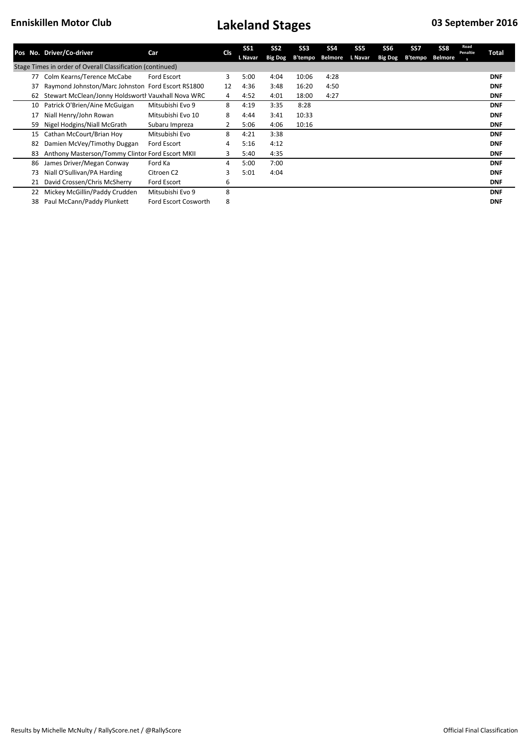# Enniskillen Motor Club — Lakeland Stages — 03 September 2016

| Pos | No. | Driver/Co-driver | Car | Cls | SS1 L Navar | SS2 Big Dog | SS3 B'tempo | SS4 Belmore | SS5 L Navar | SS6 Big Dog | SS7 B'tempo | SS8 Belmore | Road Penalties | Total |
|---|---|---|---|---|---|---|---|---|---|---|---|---|---|---|
| Stage Times in order of Overall Classification (continued) | | | | | | | | | | | | | | |
| | 77 | Colm Kearns/Terence McCabe | Ford Escort | 3 | 5:00 | 4:04 | 10:06 | 4:28 | | | | | | DNF |
| | 37 | Raymond Johnston/Marc Johnston | Ford Escort RS1800 | 12 | 4:36 | 3:48 | 16:20 | 4:50 | | | | | | DNF |
| | 62 | Stewart McClean/Jonny Holdsworth | Vauxhall Nova WRC | 4 | 4:52 | 4:01 | 18:00 | 4:27 | | | | | | DNF |
| | 10 | Patrick O'Brien/Aine McGuigan | Mitsubishi Evo 9 | 8 | 4:19 | 3:35 | 8:28 | | | | | | | DNF |
| | 17 | Niall Henry/John Rowan | Mitsubishi Evo 10 | 8 | 4:44 | 3:41 | 10:33 | | | | | | | DNF |
| | 59 | Nigel Hodgins/Niall McGrath | Subaru Impreza | 2 | 5:06 | 4:06 | 10:16 | | | | | | | DNF |
| | 15 | Cathan McCourt/Brian Hoy | Mitsubishi Evo | 8 | 4:21 | 3:38 | | | | | | | | DNF |
| | 82 | Damien McVey/Timothy Duggan | Ford Escort | 4 | 5:16 | 4:12 | | | | | | | | DNF |
| | 83 | Anthony Masterson/Tommy Clinton | Ford Escort MKII | 3 | 5:40 | 4:35 | | | | | | | | DNF |
| | 86 | James Driver/Megan Conway | Ford Ka | 4 | 5:00 | 7:00 | | | | | | | | DNF |
| | 73 | Niall O'Sullivan/PA Harding | Citroen C2 | 3 | 5:01 | 4:04 | | | | | | | | DNF |
| | 21 | David Crossen/Chris McSherry | Ford Escort | 6 | | | | | | | | | | DNF |
| | 22 | Mickey McGillin/Paddy Crudden | Mitsubishi Evo 9 | 8 | | | | | | | | | | DNF |
| | 38 | Paul McCann/Paddy Plunkett | Ford Escort Cosworth | 8 | | | | | | | | | | DNF |

Results by Michelle McNulty / RallyScore.net / @RallyScore — Official Final Classification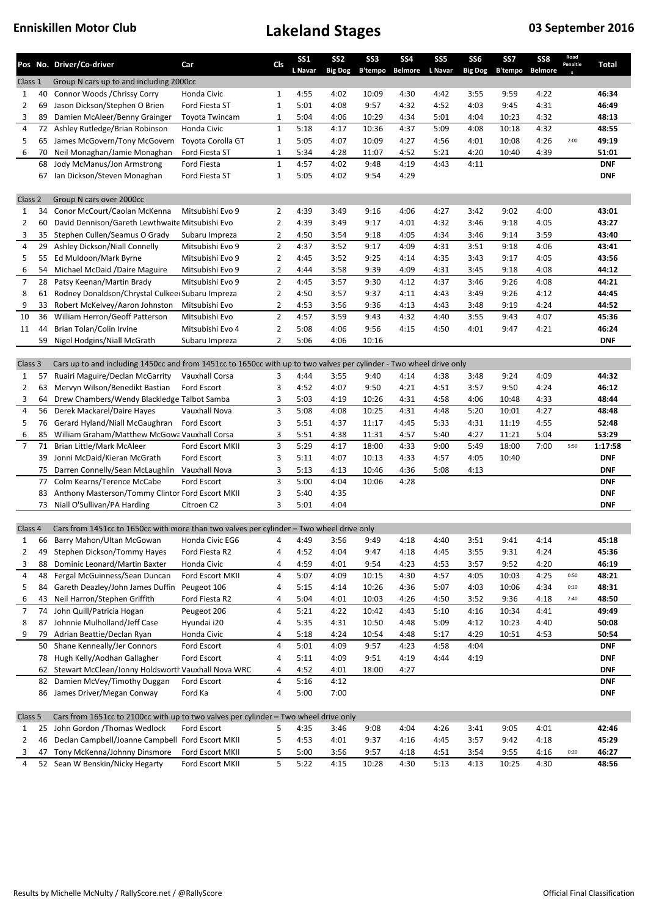# Enniskillen Motor Club — Lakeland Stages — 03 September 2016

| Pos | No. | Driver/Co-driver | Car | Cls | SS1 L Navar | SS2 Big Dog | SS3 B'tempo | SS4 Belmore | SS5 L Navar | SS6 Big Dog | SS7 B'tempo | SS8 Belmore | Road Penalties | Total |
|---|---|---|---|---|---|---|---|---|---|---|---|---|---|---|
| Class 1 | | Group N cars up to and including 2000cc | | | | | | | | | | | | |
| 1 | 40 | Connor Woods /Chrissy Corry | Honda Civic | 1 | 4:55 | 4:02 | 10:09 | 4:30 | 4:42 | 3:55 | 9:59 | 4:22 | | **46:34** |
| 2 | 69 | Jason Dickson/Stephen O Brien | Ford Fiesta ST | 1 | 5:01 | 4:08 | 9:57 | 4:32 | 4:52 | 4:03 | 9:45 | 4:31 | | **46:49** |
| 3 | 89 | Damien McAleer/Benny Grainger | Toyota Twincam | 1 | 5:04 | 4:06 | 10:29 | 4:34 | 5:01 | 4:04 | 10:23 | 4:32 | | **48:13** |
| 4 | 72 | Ashley Rutledge/Brian Robinson | Honda Civic | 1 | 5:18 | 4:17 | 10:36 | 4:37 | 5:09 | 4:08 | 10:18 | 4:32 | | **48:55** |
| 5 | 65 | James McGovern/Tony McGovern | Toyota Corolla GT | 1 | 5:05 | 4:07 | 10:09 | 4:27 | 4:56 | 4:01 | 10:08 | 4:26 | 2:00 | **49:19** |
| 6 | 70 | Neil Monaghan/Jamie Monaghan | Ford Fiesta ST | 1 | 5:34 | 4:28 | 11:07 | 4:52 | 5:21 | 4:20 | 10:40 | 4:39 | | **51:01** |
| | 68 | Jody McManus/Jon Armstrong | Ford Fiesta | 1 | 4:57 | 4:02 | 9:48 | 4:19 | 4:43 | 4:11 | | | | **DNF** |
| | 67 | Ian Dickson/Steven Monaghan | Ford Fiesta ST | 1 | 5:05 | 4:02 | 9:54 | 4:29 | | | | | | **DNF** |
| Class 2 | | Group N cars over 2000cc | | | | | | | | | | | | |
| 1 | 34 | Conor McCourt/Caolan McKenna | Mitsubishi Evo 9 | 2 | 4:39 | 3:49 | 9:16 | 4:06 | 4:27 | 3:42 | 9:02 | 4:00 | | **43:01** |
| 2 | 60 | David Dennison/Gareth Lewthwaite | Mitsubishi Evo | 2 | 4:39 | 3:49 | 9:17 | 4:01 | 4:32 | 3:46 | 9:18 | 4:05 | | **43:27** |
| 3 | 35 | Stephen Cullen/Seamus O Grady | Subaru Impreza | 2 | 4:50 | 3:54 | 9:18 | 4:05 | 4:34 | 3:46 | 9:14 | 3:59 | | **43:40** |
| 4 | 29 | Ashley Dickson/Niall Connelly | Mitsubishi Evo 9 | 2 | 4:37 | 3:52 | 9:17 | 4:09 | 4:31 | 3:51 | 9:18 | 4:06 | | **43:41** |
| 5 | 55 | Ed Muldoon/Mark Byrne | Mitsubishi Evo 9 | 2 | 4:45 | 3:52 | 9:25 | 4:14 | 4:35 | 3:43 | 9:17 | 4:05 | | **43:56** |
| 6 | 54 | Michael McDaid /Daire Maguire | Mitsubishi Evo 9 | 2 | 4:44 | 3:58 | 9:39 | 4:09 | 4:31 | 3:45 | 9:18 | 4:08 | | **44:12** |
| 7 | 28 | Patsy Keenan/Martin Brady | Mitsubishi Evo 9 | 2 | 4:45 | 3:57 | 9:30 | 4:12 | 4:37 | 3:46 | 9:26 | 4:08 | | **44:21** |
| 8 | 61 | Rodney Donaldson/Chrystal Culkeen | Subaru Impreza | 2 | 4:50 | 3:57 | 9:37 | 4:11 | 4:43 | 3:49 | 9:26 | 4:12 | | **44:45** |
| 9 | 33 | Robert McKelvey/Aaron Johnston | Mitsubishi Evo | 2 | 4:53 | 3:56 | 9:36 | 4:13 | 4:43 | 3:48 | 9:19 | 4:24 | | **44:52** |
| 10 | 36 | William Herron/Geoff Patterson | Mitsubishi Evo | 2 | 4:57 | 3:59 | 9:43 | 4:32 | 4:40 | 3:55 | 9:43 | 4:07 | | **45:36** |
| 11 | 44 | Brian Tolan/Colin Irvine | Mitsubishi Evo 4 | 2 | 5:08 | 4:06 | 9:56 | 4:15 | 4:50 | 4:01 | 9:47 | 4:21 | | **46:24** |
| | 59 | Nigel Hodgins/Niall McGrath | Subaru Impreza | 2 | 5:06 | 4:06 | 10:16 | | | | | | | **DNF** |
| Class 3 | | Cars up to and including 1450cc and from 1451cc to 1650cc with up to two valves per cylinder - Two wheel drive only | | | | | | | | | | | | |
| 1 | 57 | Ruairi Maguire/Declan McGarrity | Vauxhall Corsa | 3 | 4:44 | 3:55 | 9:40 | 4:14 | 4:38 | 3:48 | 9:24 | 4:09 | | **44:32** |
| 2 | 63 | Mervyn Wilson/Benedikt Bastian | Ford Escort | 3 | 4:52 | 4:07 | 9:50 | 4:21 | 4:51 | 3:57 | 9:50 | 4:24 | | **46:12** |
| 3 | 64 | Drew Chambers/Wendy Blackledge | Talbot Samba | 3 | 5:03 | 4:19 | 10:26 | 4:31 | 4:58 | 4:06 | 10:48 | 4:33 | | **48:44** |
| 4 | 56 | Derek Mackarel/Daire Hayes | Vauxhall Nova | 3 | 5:08 | 4:08 | 10:25 | 4:31 | 4:48 | 5:20 | 10:01 | 4:27 | | **48:48** |
| 5 | 76 | Gerard Hyland/Niall McGaughran | Ford Escort | 3 | 5:51 | 4:37 | 11:17 | 4:45 | 5:33 | 4:31 | 11:19 | 4:55 | | **52:48** |
| 6 | 85 | William Graham/Matthew McGowan | Vauxhall Corsa | 3 | 5:51 | 4:38 | 11:31 | 4:57 | 5:40 | 4:27 | 11:21 | 5:04 | | **53:29** |
| 7 | 71 | Brian Little/Mark McAleer | Ford Escort MKII | 3 | 5:29 | 4:17 | 18:00 | 4:33 | 9:00 | 5:49 | 18:00 | 7:00 | 5:50 | **1:17:58** |
| | 39 | Jonni McDaid/Kieran McGrath | Ford Escort | 3 | 5:11 | 4:07 | 10:13 | 4:33 | 4:57 | 4:05 | 10:40 | | | **DNF** |
| | 75 | Darren Connelly/Sean McLaughlin | Vauxhall Nova | 3 | 5:13 | 4:13 | 10:46 | 4:36 | 5:08 | 4:13 | | | | **DNF** |
| | 77 | Colm Kearns/Terence McCabe | Ford Escort | 3 | 5:00 | 4:04 | 10:06 | 4:28 | | | | | | **DNF** |
| | 83 | Anthony Masterson/Tommy Clinton | Ford Escort MKII | 3 | 5:40 | 4:35 | | | | | | | | **DNF** |
| | 73 | Niall O'Sullivan/PA Harding | Citroen C2 | 3 | 5:01 | 4:04 | | | | | | | | **DNF** |
| Class 4 | | Cars from 1451cc to 1650cc with more than two valves per cylinder – Two wheel drive only | | | | | | | | | | | | |
| 1 | 66 | Barry Mahon/Ultan McGowan | Honda Civic EG6 | 4 | 4:49 | 3:56 | 9:49 | 4:18 | 4:40 | 3:51 | 9:41 | 4:14 | | **45:18** |
| 2 | 49 | Stephen Dickson/Tommy Hayes | Ford Fiesta R2 | 4 | 4:52 | 4:04 | 9:47 | 4:18 | 4:45 | 3:55 | 9:31 | 4:24 | | **45:36** |
| 3 | 88 | Dominic Leonard/Martin Baxter | Honda Civic | 4 | 4:59 | 4:01 | 9:54 | 4:23 | 4:53 | 3:57 | 9:52 | 4:20 | | **46:19** |
| 4 | 48 | Fergal McGuinness/Sean Duncan | Ford Escort MKII | 4 | 5:07 | 4:09 | 10:15 | 4:30 | 4:57 | 4:05 | 10:03 | 4:25 | 0:50 | **48:21** |
| 5 | 84 | Gareth Deazley/John James Duffin | Peugeot 106 | 4 | 5:15 | 4:14 | 10:26 | 4:36 | 5:07 | 4:03 | 10:06 | 4:34 | 0:10 | **48:31** |
| 6 | 43 | Neil Harron/Stephen Griffith | Ford Fiesta R2 | 4 | 5:04 | 4:01 | 10:03 | 4:26 | 4:50 | 3:52 | 9:36 | 4:18 | 2:40 | **48:50** |
| 7 | 74 | John Quill/Patricia Hogan | Peugeot 206 | 4 | 5:21 | 4:22 | 10:42 | 4:43 | 5:10 | 4:16 | 10:34 | 4:41 | | **49:49** |
| 8 | 87 | Johnnie Mulholland/Jeff Case | Hyundai i20 | 4 | 5:35 | 4:31 | 10:50 | 4:48 | 5:09 | 4:12 | 10:23 | 4:40 | | **50:08** |
| 9 | 79 | Adrian Beattie/Declan Ryan | Honda Civic | 4 | 5:18 | 4:24 | 10:54 | 4:48 | 5:17 | 4:29 | 10:51 | 4:53 | | **50:54** |
| | 50 | Shane Kenneally/Jer Connors | Ford Escort | 4 | 5:01 | 4:09 | 9:57 | 4:23 | 4:58 | 4:04 | | | | **DNF** |
| | 78 | Hugh Kelly/Aodhan Gallagher | Ford Escort | 4 | 5:11 | 4:09 | 9:51 | 4:19 | 4:44 | 4:19 | | | | **DNF** |
| | 62 | Stewart McClean/Jonny Holdsworth | Vauxhall Nova WRC | 4 | 4:52 | 4:01 | 18:00 | 4:27 | | | | | | **DNF** |
| | 82 | Damien McVey/Timothy Duggan | Ford Escort | 4 | 5:16 | 4:12 | | | | | | | | **DNF** |
| | 86 | James Driver/Megan Conway | Ford Ka | 4 | 5:00 | 7:00 | | | | | | | | **DNF** |
| Class 5 | | Cars from 1651cc to 2100cc with up to two valves per cylinder – Two wheel drive only | | | | | | | | | | | | |
| 1 | 25 | John Gordon /Thomas Wedlock | Ford Escort | 5 | 4:35 | 3:46 | 9:08 | 4:04 | 4:26 | 3:41 | 9:05 | 4:01 | | **42:46** |
| 2 | 46 | Declan Campbell/Joanne Campbell | Ford Escort MKII | 5 | 4:53 | 4:01 | 9:37 | 4:16 | 4:45 | 3:57 | 9:42 | 4:18 | | **45:29** |
| 3 | 47 | Tony McKenna/Johnny Dinsmore | Ford Escort MKII | 5 | 5:00 | 3:56 | 9:57 | 4:18 | 4:51 | 3:54 | 9:55 | 4:16 | 0:20 | **46:27** |
| 4 | 52 | Sean W Benskin/Nicky Hegarty | Ford Escort MKII | 5 | 5:22 | 4:15 | 10:28 | 4:30 | 5:13 | 4:13 | 10:25 | 4:30 | | **48:56** |

Results by Michelle McNulty / RallyScore.net / @RallyScore — Official Final Classification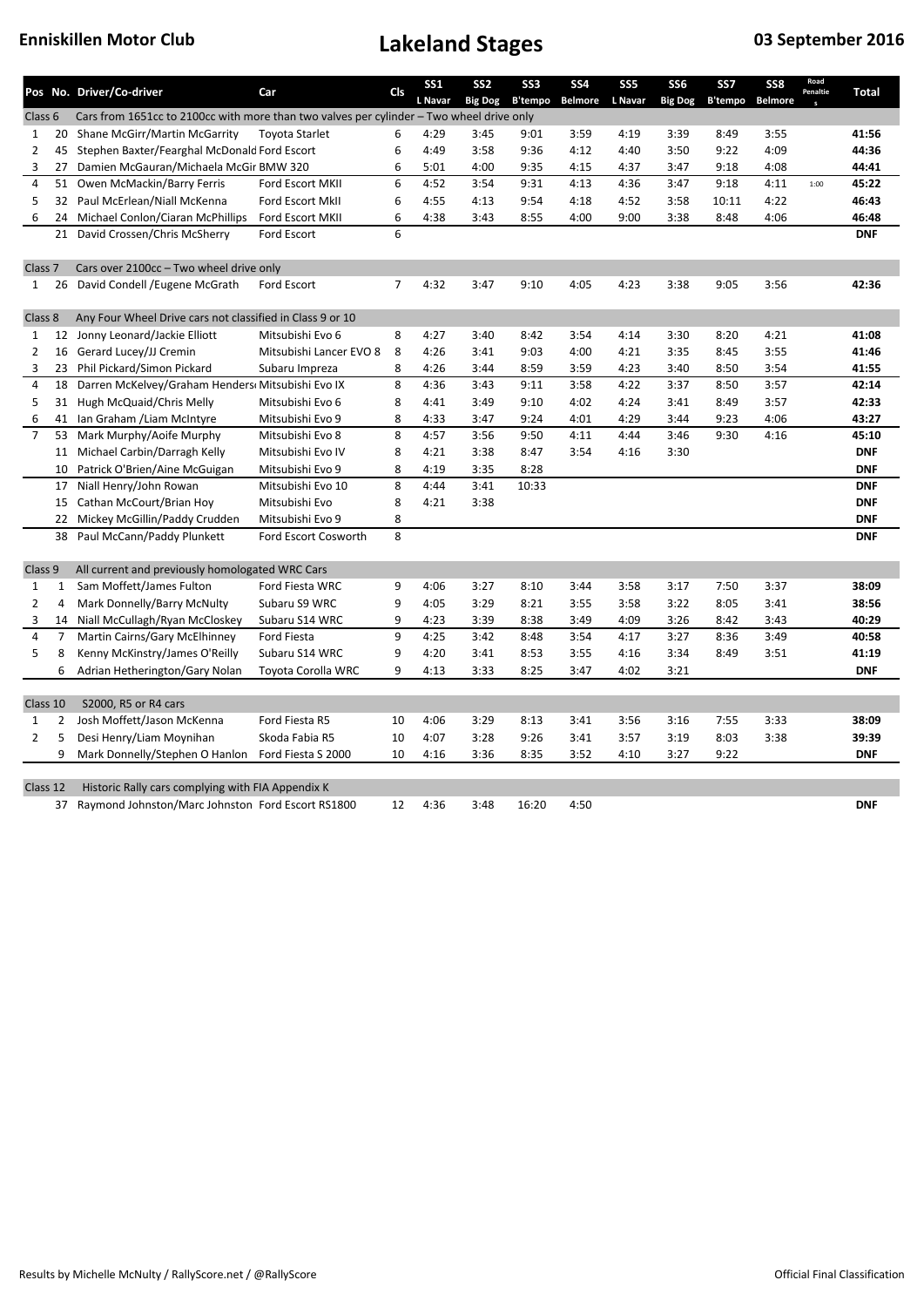# Enniskillen Motor Club — Lakeland Stages — 03 September 2016

| Pos | No. | Driver/Co-driver | Car | Cls | SS1 L Navar | SS2 Big Dog | SS3 B'tempo | SS4 Belmore | SS5 L Navar | SS6 Big Dog | SS7 B'tempo | SS8 Belmore | Road Penalties | Total |
|---|---|---|---|---|---|---|---|---|---|---|---|---|---|---|
| Class 6 | | Cars from 1651cc to 2100cc with more than two valves per cylinder – Two wheel drive only | | | | | | | | | | | | |
| 1 | 20 | Shane McGirr/Martin McGarrity | Toyota Starlet | 6 | 4:29 | 3:45 | 9:01 | 3:59 | 4:19 | 3:39 | 8:49 | 3:55 | | **41:56** |
| 2 | 45 | Stephen Baxter/Fearghal McDonald | Ford Escort | 6 | 4:49 | 3:58 | 9:36 | 4:12 | 4:40 | 3:50 | 9:22 | 4:09 | | **44:36** |
| 3 | 27 | Damien McGauran/Michaela McGir | BMW 320 | 6 | 5:01 | 4:00 | 9:35 | 4:15 | 4:37 | 3:47 | 9:18 | 4:08 | | **44:41** |
| 4 | 51 | Owen McMackin/Barry Ferris | Ford Escort MKII | 6 | 4:52 | 3:54 | 9:31 | 4:13 | 4:36 | 3:47 | 9:18 | 4:11 | 1:00 | **45:22** |
| 5 | 32 | Paul McErlean/Niall McKenna | Ford Escort MkII | 6 | 4:55 | 4:13 | 9:54 | 4:18 | 4:52 | 3:58 | 10:11 | 4:22 | | **46:43** |
| 6 | 24 | Michael Conlon/Ciaran McPhillips | Ford Escort MKII | 6 | 4:38 | 3:43 | 8:55 | 4:00 | 9:00 | 3:38 | 8:48 | 4:06 | | **46:48** |
| | 21 | David Crossen/Chris McSherry | Ford Escort | 6 | | | | | | | | | | **DNF** |
| Class 7 | | Cars over 2100cc – Two wheel drive only | | | | | | | | | | | | |
| 1 | 26 | David Condell /Eugene McGrath | Ford Escort | 7 | 4:32 | 3:47 | 9:10 | 4:05 | 4:23 | 3:38 | 9:05 | 3:56 | | **42:36** |
| Class 8 | | Any Four Wheel Drive cars not classified in Class 9 or 10 | | | | | | | | | | | | |
| 1 | 12 | Jonny Leonard/Jackie Elliott | Mitsubishi Evo 6 | 8 | 4:27 | 3:40 | 8:42 | 3:54 | 4:14 | 3:30 | 8:20 | 4:21 | | **41:08** |
| 2 | 16 | Gerard Lucey/JJ Cremin | Mitsubishi Lancer EVO 8 | 8 | 4:26 | 3:41 | 9:03 | 4:00 | 4:21 | 3:35 | 8:45 | 3:55 | | **41:46** |
| 3 | 23 | Phil Pickard/Simon Pickard | Subaru Impreza | 8 | 4:26 | 3:44 | 8:59 | 3:59 | 4:23 | 3:40 | 8:50 | 3:54 | | **41:55** |
| 4 | 18 | Darren McKelvey/Graham Henderson | Mitsubishi Evo IX | 8 | 4:36 | 3:43 | 9:11 | 3:58 | 4:22 | 3:37 | 8:50 | 3:57 | | **42:14** |
| 5 | 31 | Hugh McQuaid/Chris Melly | Mitsubishi Evo 6 | 8 | 4:41 | 3:49 | 9:10 | 4:02 | 4:24 | 3:41 | 8:49 | 3:57 | | **42:33** |
| 6 | 41 | Ian Graham /Liam McIntyre | Mitsubishi Evo 9 | 8 | 4:33 | 3:47 | 9:24 | 4:01 | 4:29 | 3:44 | 9:23 | 4:06 | | **43:27** |
| 7 | 53 | Mark Murphy/Aoife Murphy | Mitsubishi Evo 8 | 8 | 4:57 | 3:56 | 9:50 | 4:11 | 4:44 | 3:46 | 9:30 | 4:16 | | **45:10** |
| | 11 | Michael Carbin/Darragh Kelly | Mitsubishi Evo IV | 8 | 4:21 | 3:38 | 8:47 | 3:54 | 4:16 | 3:30 | | | | **DNF** |
| | 10 | Patrick O'Brien/Aine McGuigan | Mitsubishi Evo 9 | 8 | 4:19 | 3:35 | 8:28 | | | | | | | **DNF** |
| | 17 | Niall Henry/John Rowan | Mitsubishi Evo 10 | 8 | 4:44 | 3:41 | 10:33 | | | | | | | **DNF** |
| | 15 | Cathan McCourt/Brian Hoy | Mitsubishi Evo | 8 | 4:21 | 3:38 | | | | | | | | **DNF** |
| | 22 | Mickey McGillin/Paddy Crudden | Mitsubishi Evo 9 | 8 | | | | | | | | | | **DNF** |
| | 38 | Paul McCann/Paddy Plunkett | Ford Escort Cosworth | 8 | | | | | | | | | | **DNF** |
| Class 9 | | All current and previously homologated WRC Cars | | | | | | | | | | | | |
| 1 | 1 | Sam Moffett/James Fulton | Ford Fiesta WRC | 9 | 4:06 | 3:27 | 8:10 | 3:44 | 3:58 | 3:17 | 7:50 | 3:37 | | **38:09** |
| 2 | 4 | Mark Donnelly/Barry McNulty | Subaru S9 WRC | 9 | 4:05 | 3:29 | 8:21 | 3:55 | 3:58 | 3:22 | 8:05 | 3:41 | | **38:56** |
| 3 | 14 | Niall McCullagh/Ryan McCloskey | Subaru S14 WRC | 9 | 4:23 | 3:39 | 8:38 | 3:49 | 4:09 | 3:26 | 8:42 | 3:43 | | **40:29** |
| 4 | 7 | Martin Cairns/Gary McElhinney | Ford Fiesta | 9 | 4:25 | 3:42 | 8:48 | 3:54 | 4:17 | 3:27 | 8:36 | 3:49 | | **40:58** |
| 5 | 8 | Kenny McKinstry/James O'Reilly | Subaru S14 WRC | 9 | 4:20 | 3:41 | 8:53 | 3:55 | 4:16 | 3:34 | 8:49 | 3:51 | | **41:19** |
| | 6 | Adrian Hetherington/Gary Nolan | Toyota Corolla WRC | 9 | 4:13 | 3:33 | 8:25 | 3:47 | 4:02 | 3:21 | | | | **DNF** |
| Class 10 | | S2000, R5 or R4 cars | | | | | | | | | | | | |
| 1 | 2 | Josh Moffett/Jason McKenna | Ford Fiesta R5 | 10 | 4:06 | 3:29 | 8:13 | 3:41 | 3:56 | 3:16 | 7:55 | 3:33 | | **38:09** |
| 2 | 5 | Desi Henry/Liam Moynihan | Skoda Fabia R5 | 10 | 4:07 | 3:28 | 9:26 | 3:41 | 3:57 | 3:19 | 8:03 | 3:38 | | **39:39** |
| | 9 | Mark Donnelly/Stephen O Hanlon | Ford Fiesta S 2000 | 10 | 4:16 | 3:36 | 8:35 | 3:52 | 4:10 | 3:27 | 9:22 | | | **DNF** |
| Class 12 | | Historic Rally cars complying with FIA Appendix K | | | | | | | | | | | | |
| | 37 | Raymond Johnston/Marc Johnston | Ford Escort RS1800 | 12 | 4:36 | 3:48 | 16:20 | 4:50 | | | | | | **DNF** |

Results by Michelle McNulty / RallyScore.net / @RallyScore

Official Final Classification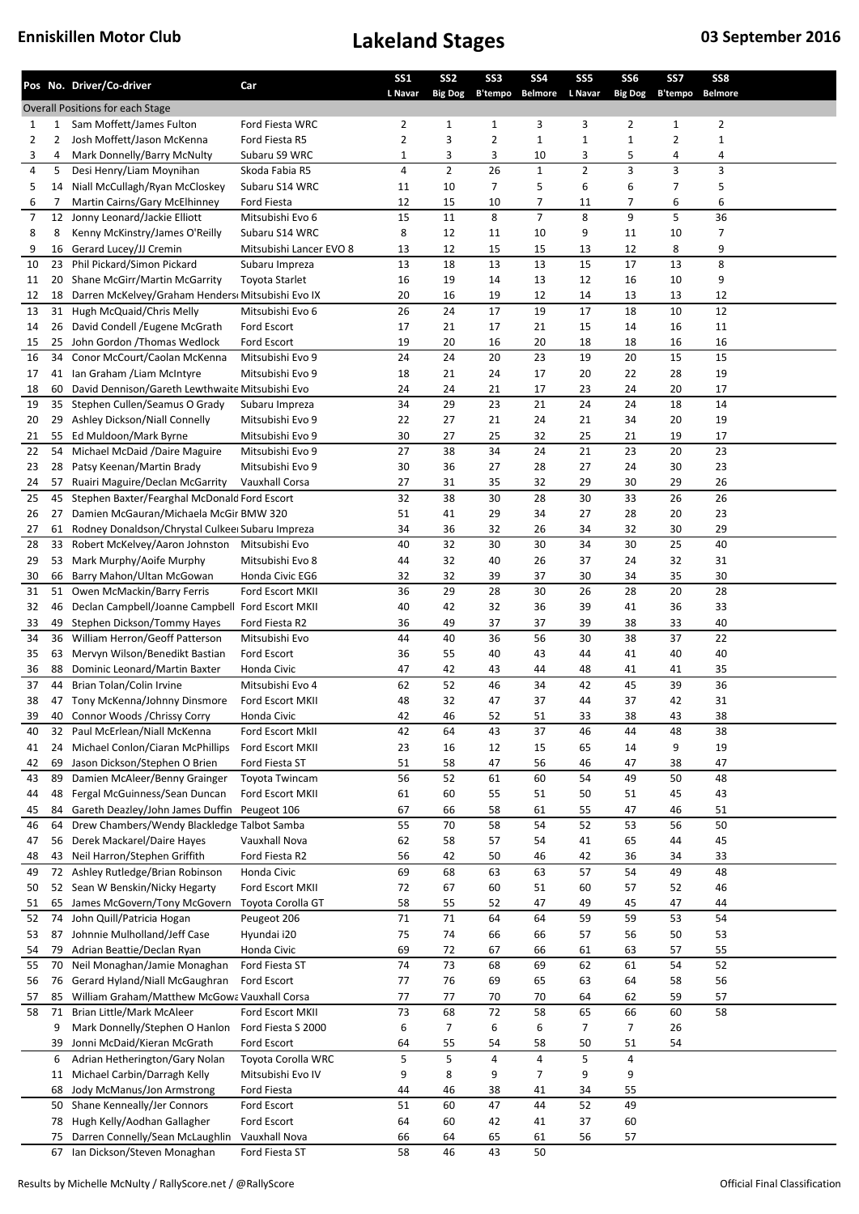**Enniskillen Motor Club**

# Lakeland Stages

**03 September 2016**

| Pos | No. | Driver/Co-driver | Car | SS1 L Navar | SS2 Big Dog | SS3 B'tempo | SS4 Belmore | SS5 L Navar | SS6 Big Dog | SS7 B'tempo | SS8 Belmore |
|---|---|---|---|---|---|---|---|---|---|---|---|
| Overall Positions for each Stage | | | | | | | | | | | |
| 1 | 1 | Sam Moffett/James Fulton | Ford Fiesta WRC | 2 | 1 | 1 | 3 | 3 | 2 | 1 | 2 |
| 2 | 2 | Josh Moffett/Jason McKenna | Ford Fiesta R5 | 2 | 3 | 2 | 1 | 1 | 1 | 2 | 1 |
| 3 | 4 | Mark Donnelly/Barry McNulty | Subaru S9 WRC | 1 | 3 | 3 | 10 | 3 | 5 | 4 | 4 |
| 4 | 5 | Desi Henry/Liam Moynihan | Skoda Fabia R5 | 4 | 2 | 26 | 1 | 2 | 3 | 3 | 3 |
| 5 | 14 | Niall McCullagh/Ryan McCloskey | Subaru S14 WRC | 11 | 10 | 7 | 5 | 6 | 6 | 7 | 5 |
| 6 | 7 | Martin Cairns/Gary McElhinney | Ford Fiesta | 12 | 15 | 10 | 7 | 11 | 7 | 6 | 6 |
| 7 | 12 | Jonny Leonard/Jackie Elliott | Mitsubishi Evo 6 | 15 | 11 | 8 | 7 | 8 | 9 | 5 | 36 |
| 8 | 8 | Kenny McKinstry/James O'Reilly | Subaru S14 WRC | 8 | 12 | 11 | 10 | 9 | 11 | 10 | 7 |
| 9 | 16 | Gerard Lucey/JJ Cremin | Mitsubishi Lancer EVO 8 | 13 | 12 | 15 | 15 | 13 | 12 | 8 | 9 |
| 10 | 23 | Phil Pickard/Simon Pickard | Subaru Impreza | 13 | 18 | 13 | 13 | 15 | 17 | 13 | 8 |
| 11 | 20 | Shane McGirr/Martin McGarrity | Toyota Starlet | 16 | 19 | 14 | 13 | 12 | 16 | 10 | 9 |
| 12 | 18 | Darren McKelvey/Graham Henders | Mitsubishi Evo IX | 20 | 16 | 19 | 12 | 14 | 13 | 13 | 12 |
| 13 | 31 | Hugh McQuaid/Chris Melly | Mitsubishi Evo 6 | 26 | 24 | 17 | 19 | 17 | 18 | 10 | 12 |
| 14 | 26 | David Condell /Eugene McGrath | Ford Escort | 17 | 21 | 17 | 21 | 15 | 14 | 16 | 11 |
| 15 | 25 | John Gordon /Thomas Wedlock | Ford Escort | 19 | 20 | 16 | 20 | 18 | 18 | 16 | 16 |
| 16 | 34 | Conor McCourt/Caolan McKenna | Mitsubishi Evo 9 | 24 | 24 | 20 | 23 | 19 | 20 | 15 | 15 |
| 17 | 41 | Ian Graham /Liam McIntyre | Mitsubishi Evo 9 | 18 | 21 | 24 | 17 | 20 | 22 | 28 | 19 |
| 18 | 60 | David Dennison/Gareth Lewthwaite | Mitsubishi Evo | 24 | 24 | 21 | 17 | 23 | 24 | 20 | 17 |
| 19 | 35 | Stephen Cullen/Seamus O Grady | Subaru Impreza | 34 | 29 | 23 | 21 | 24 | 24 | 18 | 14 |
| 20 | 29 | Ashley Dickson/Niall Connelly | Mitsubishi Evo 9 | 22 | 27 | 21 | 24 | 21 | 34 | 20 | 19 |
| 21 | 55 | Ed Muldoon/Mark Byrne | Mitsubishi Evo 9 | 30 | 27 | 25 | 32 | 25 | 21 | 19 | 17 |
| 22 | 54 | Michael McDaid /Daire Maguire | Mitsubishi Evo 9 | 27 | 38 | 34 | 24 | 21 | 23 | 20 | 23 |
| 23 | 28 | Patsy Keenan/Martin Brady | Mitsubishi Evo 9 | 30 | 36 | 27 | 28 | 27 | 24 | 30 | 23 |
| 24 | 57 | Ruairi Maguire/Declan McGarrity | Vauxhall Corsa | 27 | 31 | 35 | 32 | 29 | 30 | 29 | 26 |
| 25 | 45 | Stephen Baxter/Fearghal McDonald | Ford Escort | 32 | 38 | 30 | 28 | 30 | 33 | 26 | 26 |
| 26 | 27 | Damien McGauran/Michaela McGir | BMW 320 | 51 | 41 | 29 | 34 | 27 | 28 | 20 | 23 |
| 27 | 61 | Rodney Donaldson/Chrystal Culkee | Subaru Impreza | 34 | 36 | 32 | 26 | 34 | 32 | 30 | 29 |
| 28 | 33 | Robert McKelvey/Aaron Johnston | Mitsubishi Evo | 40 | 32 | 30 | 30 | 34 | 30 | 25 | 40 |
| 29 | 53 | Mark Murphy/Aoife Murphy | Mitsubishi Evo 8 | 44 | 32 | 40 | 26 | 37 | 24 | 32 | 31 |
| 30 | 66 | Barry Mahon/Ultan McGowan | Honda Civic EG6 | 32 | 32 | 39 | 37 | 30 | 34 | 35 | 30 |
| 31 | 51 | Owen McMackin/Barry Ferris | Ford Escort MKII | 36 | 29 | 28 | 30 | 26 | 28 | 20 | 28 |
| 32 | 46 | Declan Campbell/Joanne Campbell | Ford Escort MKII | 40 | 42 | 32 | 36 | 39 | 41 | 36 | 33 |
| 33 | 49 | Stephen Dickson/Tommy Hayes | Ford Fiesta R2 | 36 | 49 | 37 | 37 | 39 | 38 | 33 | 40 |
| 34 | 36 | William Herron/Geoff Patterson | Mitsubishi Evo | 44 | 40 | 36 | 56 | 30 | 38 | 37 | 22 |
| 35 | 63 | Mervyn Wilson/Benedikt Bastian | Ford Escort | 36 | 55 | 40 | 43 | 44 | 41 | 40 | 40 |
| 36 | 88 | Dominic Leonard/Martin Baxter | Honda Civic | 47 | 42 | 43 | 44 | 48 | 41 | 41 | 35 |
| 37 | 44 | Brian Tolan/Colin Irvine | Mitsubishi Evo 4 | 62 | 52 | 46 | 34 | 42 | 45 | 39 | 36 |
| 38 | 47 | Tony McKenna/Johnny Dinsmore | Ford Escort MKII | 48 | 32 | 47 | 37 | 44 | 37 | 42 | 31 |
| 39 | 40 | Connor Woods /Chrissy Corry | Honda Civic | 42 | 46 | 52 | 51 | 33 | 38 | 43 | 38 |
| 40 | 32 | Paul McErlean/Niall McKenna | Ford Escort MkII | 42 | 64 | 43 | 37 | 46 | 44 | 48 | 38 |
| 41 | 24 | Michael Conlon/Ciaran McPhillips | Ford Escort MKII | 23 | 16 | 12 | 15 | 65 | 14 | 9 | 19 |
| 42 | 69 | Jason Dickson/Stephen O Brien | Ford Fiesta ST | 51 | 58 | 47 | 56 | 46 | 47 | 38 | 47 |
| 43 | 89 | Damien McAleer/Benny Grainger | Toyota Twincam | 56 | 52 | 61 | 60 | 54 | 49 | 50 | 48 |
| 44 | 48 | Fergal McGuinness/Sean Duncan | Ford Escort MKII | 61 | 60 | 55 | 51 | 50 | 51 | 45 | 43 |
| 45 | 84 | Gareth Deazley/John James Duffin | Peugeot 106 | 67 | 66 | 58 | 61 | 55 | 47 | 46 | 51 |
| 46 | 64 | Drew Chambers/Wendy Blackledge | Talbot Samba | 55 | 70 | 58 | 54 | 52 | 53 | 56 | 50 |
| 47 | 56 | Derek Mackarel/Daire Hayes | Vauxhall Nova | 62 | 58 | 57 | 54 | 41 | 65 | 44 | 45 |
| 48 | 43 | Neil Harron/Stephen Griffith | Ford Fiesta R2 | 56 | 42 | 50 | 46 | 42 | 36 | 34 | 33 |
| 49 | 72 | Ashley Rutledge/Brian Robinson | Honda Civic | 69 | 68 | 63 | 63 | 57 | 54 | 49 | 48 |
| 50 | 52 | Sean W Benskin/Nicky Hegarty | Ford Escort MKII | 72 | 67 | 60 | 51 | 60 | 57 | 52 | 46 |
| 51 | 65 | James McGovern/Tony McGovern | Toyota Corolla GT | 58 | 55 | 52 | 47 | 49 | 45 | 47 | 44 |
| 52 | 74 | John Quill/Patricia Hogan | Peugeot 206 | 71 | 71 | 64 | 64 | 59 | 59 | 53 | 54 |
| 53 | 87 | Johnnie Mulholland/Jeff Case | Hyundai i20 | 75 | 74 | 66 | 66 | 57 | 56 | 50 | 53 |
| 54 | 79 | Adrian Beattie/Declan Ryan | Honda Civic | 69 | 72 | 67 | 66 | 61 | 63 | 57 | 55 |
| 55 | 70 | Neil Monaghan/Jamie Monaghan | Ford Fiesta ST | 74 | 73 | 68 | 69 | 62 | 61 | 54 | 52 |
| 56 | 76 | Gerard Hyland/Niall McGaughran | Ford Escort | 77 | 76 | 69 | 65 | 63 | 64 | 58 | 56 |
| 57 | 85 | William Graham/Matthew McGowa | Vauxhall Corsa | 77 | 77 | 70 | 70 | 64 | 62 | 59 | 57 |
| 58 | 71 | Brian Little/Mark McAleer | Ford Escort MKII | 73 | 68 | 72 | 58 | 65 | 66 | 60 | 58 |
| | 9 | Mark Donnelly/Stephen O Hanlon | Ford Fiesta S 2000 | 6 | 7 | 6 | 6 | 7 | 7 | 26 | |
| | 39 | Jonni McDaid/Kieran McGrath | Ford Escort | 64 | 55 | 54 | 58 | 50 | 51 | 54 | |
| | 6 | Adrian Hetherington/Gary Nolan | Toyota Corolla WRC | 5 | 5 | 4 | 4 | 5 | 4 | | |
| | 11 | Michael Carbin/Darragh Kelly | Mitsubishi Evo IV | 9 | 8 | 9 | 7 | 9 | 9 | | |
| | 68 | Jody McManus/Jon Armstrong | Ford Fiesta | 44 | 46 | 38 | 41 | 34 | 55 | | |
| | 50 | Shane Kenneally/Jer Connors | Ford Escort | 51 | 60 | 47 | 44 | 52 | 49 | | |
| | 78 | Hugh Kelly/Aodhan Gallagher | Ford Escort | 64 | 60 | 42 | 41 | 37 | 60 | | |
| | 75 | Darren Connelly/Sean McLaughlin | Vauxhall Nova | 66 | 64 | 65 | 61 | 56 | 57 | | |
| | 67 | Ian Dickson/Steven Monaghan | Ford Fiesta ST | 58 | 46 | 43 | 50 | | | | |

Results by Michelle McNulty / RallyScore.net / @RallyScore

Official Final Classification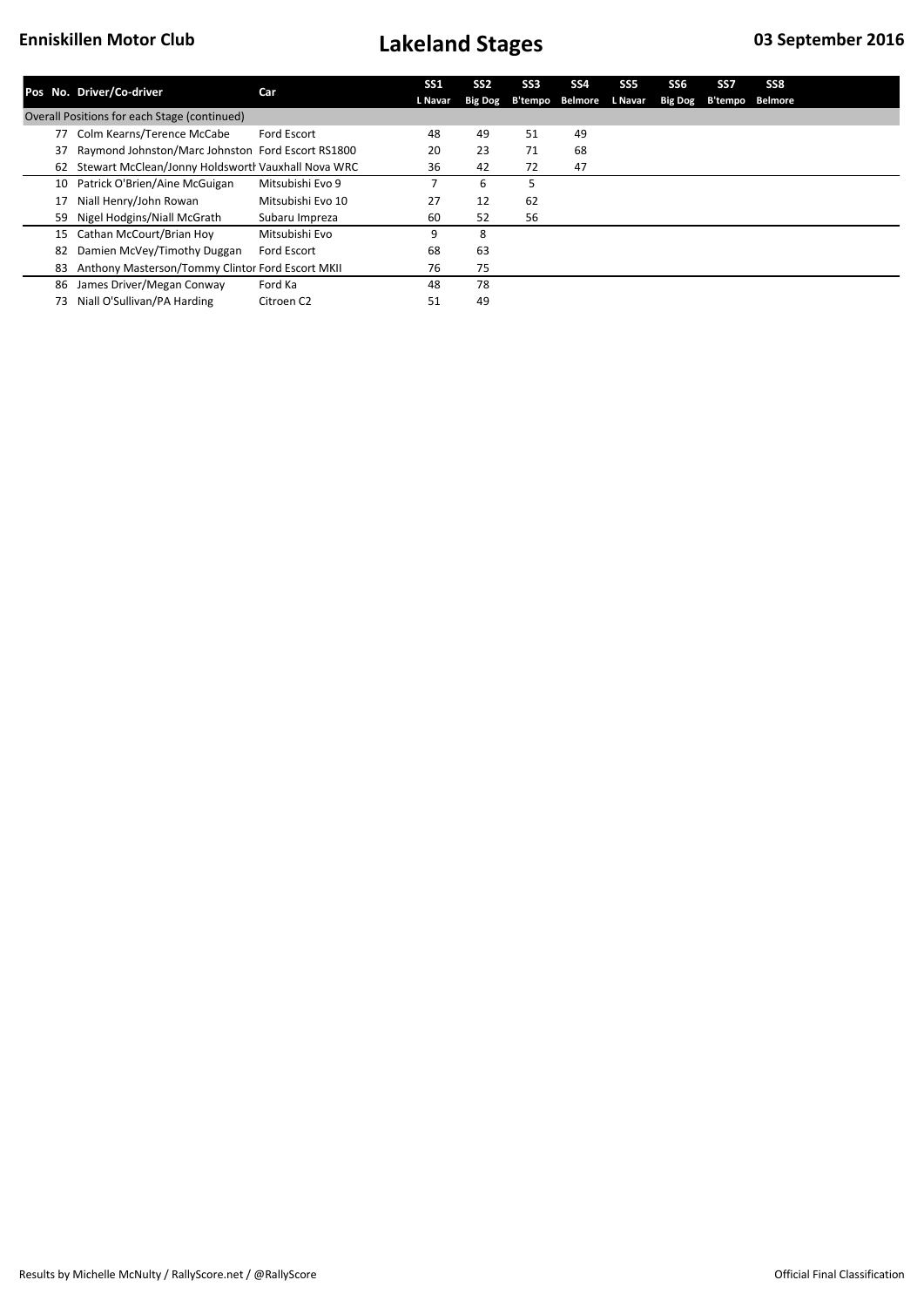Enniskillen Motor Club

# Lakeland Stages

03 September 2016

| Pos | No. | Driver/Co-driver | Car | SS1 L Navar | SS2 Big Dog | SS3 B'tempo | SS4 Belmore | SS5 L Navar | SS6 Big Dog | SS7 B'tempo | SS8 Belmore |
|---|---|---|---|---|---|---|---|---|---|---|---|
| Overall Positions for each Stage (continued) | | | | | | | | | | | |
| | 77 | Colm Kearns/Terence McCabe | Ford Escort | 48 | 49 | 51 | 49 | | | | |
| | 37 | Raymond Johnston/Marc Johnston | Ford Escort RS1800 | 20 | 23 | 71 | 68 | | | | |
| | 62 | Stewart McClean/Jonny Holdswortl | Vauxhall Nova WRC | 36 | 42 | 72 | 47 | | | | |
| | 10 | Patrick O'Brien/Aine McGuigan | Mitsubishi Evo 9 | 7 | 6 | 5 | | | | | |
| | 17 | Niall Henry/John Rowan | Mitsubishi Evo 10 | 27 | 12 | 62 | | | | | |
| | 59 | Nigel Hodgins/Niall McGrath | Subaru Impreza | 60 | 52 | 56 | | | | | |
| | 15 | Cathan McCourt/Brian Hoy | Mitsubishi Evo | 9 | 8 | | | | | | |
| | 82 | Damien McVey/Timothy Duggan | Ford Escort | 68 | 63 | | | | | | |
| | 83 | Anthony Masterson/Tommy Clintor | Ford Escort MKII | 76 | 75 | | | | | | |
| | 86 | James Driver/Megan Conway | Ford Ka | 48 | 78 | | | | | | |
| | 73 | Niall O'Sullivan/PA Harding | Citroen C2 | 51 | 49 | | | | | | |

Results by Michelle McNulty / RallyScore.net / @RallyScore

Official Final Classification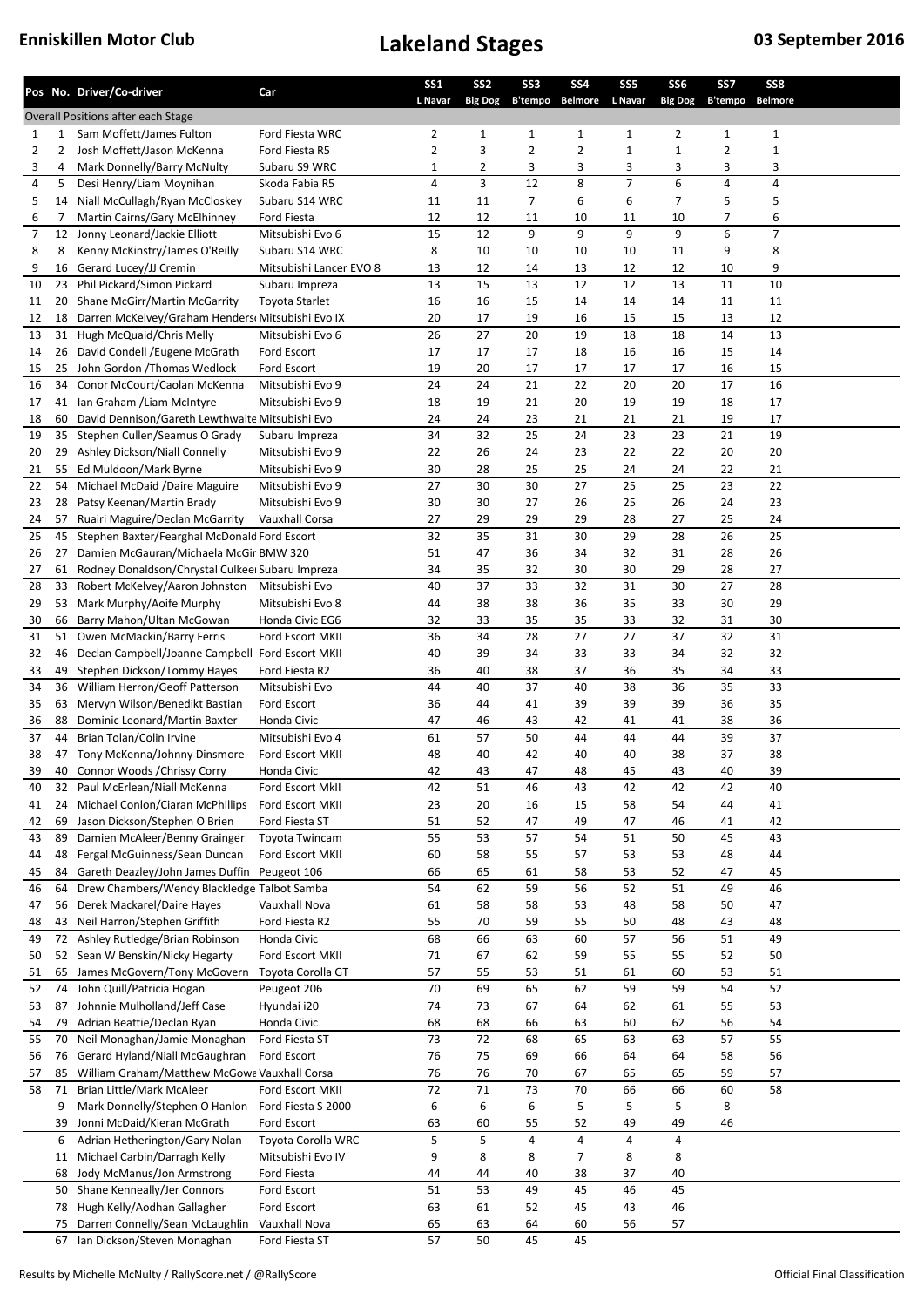**Enniskillen Motor Club** | **Lakeland Stages** | **03 September 2016**

| Pos | No. | Driver/Co-driver | Car | SS1 L Navar | SS2 Big Dog | SS3 B'tempo | SS4 Belmore | SS5 L Navar | SS6 Big Dog | SS7 B'tempo | SS8 Belmore |
|---|---|---|---|---|---|---|---|---|---|---|---|
| Overall Positions after each Stage | | | | | | | | | | | |
| 1 | 1 | Sam Moffett/James Fulton | Ford Fiesta WRC | 2 | 1 | 1 | 1 | 1 | 2 | 1 | 1 |
| 2 | 2 | Josh Moffett/Jason McKenna | Ford Fiesta R5 | 2 | 3 | 2 | 2 | 1 | 1 | 2 | 1 |
| 3 | 4 | Mark Donnelly/Barry McNulty | Subaru S9 WRC | 1 | 2 | 3 | 3 | 3 | 3 | 3 | 3 |
| 4 | 5 | Desi Henry/Liam Moynihan | Skoda Fabia R5 | 4 | 3 | 12 | 8 | 7 | 6 | 4 | 4 |
| 5 | 14 | Niall McCullagh/Ryan McCloskey | Subaru S14 WRC | 11 | 11 | 7 | 6 | 6 | 7 | 5 | 5 |
| 6 | 7 | Martin Cairns/Gary McElhinney | Ford Fiesta | 12 | 12 | 11 | 10 | 11 | 10 | 7 | 6 |
| 7 | 12 | Jonny Leonard/Jackie Elliott | Mitsubishi Evo 6 | 15 | 12 | 9 | 9 | 9 | 9 | 6 | 7 |
| 8 | 8 | Kenny McKinstry/James O'Reilly | Subaru S14 WRC | 8 | 10 | 10 | 10 | 10 | 11 | 9 | 8 |
| 9 | 16 | Gerard Lucey/JJ Cremin | Mitsubishi Lancer EVO 8 | 13 | 12 | 14 | 13 | 12 | 12 | 10 | 9 |
| 10 | 23 | Phil Pickard/Simon Pickard | Subaru Impreza | 13 | 15 | 13 | 12 | 12 | 13 | 11 | 10 |
| 11 | 20 | Shane McGirr/Martin McGarrity | Toyota Starlet | 16 | 16 | 15 | 14 | 14 | 14 | 11 | 11 |
| 12 | 18 | Darren McKelvey/Graham Henders | Mitsubishi Evo IX | 20 | 17 | 19 | 16 | 15 | 15 | 13 | 12 |
| 13 | 31 | Hugh McQuaid/Chris Melly | Mitsubishi Evo 6 | 26 | 27 | 20 | 19 | 18 | 18 | 14 | 13 |
| 14 | 26 | David Condell /Eugene McGrath | Ford Escort | 17 | 17 | 17 | 18 | 16 | 16 | 15 | 14 |
| 15 | 25 | John Gordon /Thomas Wedlock | Ford Escort | 19 | 20 | 17 | 17 | 17 | 17 | 16 | 15 |
| 16 | 34 | Conor McCourt/Caolan McKenna | Mitsubishi Evo 9 | 24 | 24 | 21 | 22 | 20 | 20 | 17 | 16 |
| 17 | 41 | Ian Graham /Liam McIntyre | Mitsubishi Evo 9 | 18 | 19 | 21 | 20 | 19 | 19 | 18 | 17 |
| 18 | 60 | David Dennison/Gareth Lewthwaite | Mitsubishi Evo | 24 | 24 | 23 | 21 | 21 | 21 | 19 | 17 |
| 19 | 35 | Stephen Cullen/Seamus O Grady | Subaru Impreza | 34 | 32 | 25 | 24 | 23 | 23 | 21 | 19 |
| 20 | 29 | Ashley Dickson/Niall Connelly | Mitsubishi Evo 9 | 22 | 26 | 24 | 23 | 22 | 22 | 20 | 20 |
| 21 | 55 | Ed Muldoon/Mark Byrne | Mitsubishi Evo 9 | 30 | 28 | 25 | 25 | 24 | 24 | 22 | 21 |
| 22 | 54 | Michael McDaid /Daire Maguire | Mitsubishi Evo 9 | 27 | 30 | 30 | 27 | 25 | 25 | 23 | 22 |
| 23 | 28 | Patsy Keenan/Martin Brady | Mitsubishi Evo 9 | 30 | 30 | 27 | 26 | 25 | 26 | 24 | 23 |
| 24 | 57 | Ruairi Maguire/Declan McGarrity | Vauxhall Corsa | 27 | 29 | 29 | 29 | 28 | 27 | 25 | 24 |
| 25 | 45 | Stephen Baxter/Fearghal McDonald | Ford Escort | 32 | 35 | 31 | 30 | 29 | 28 | 26 | 25 |
| 26 | 27 | Damien McGauran/Michaela McGir | BMW 320 | 51 | 47 | 36 | 34 | 32 | 31 | 28 | 26 |
| 27 | 61 | Rodney Donaldson/Chrystal Culkee | Subaru Impreza | 34 | 35 | 32 | 30 | 30 | 29 | 28 | 27 |
| 28 | 33 | Robert McKelvey/Aaron Johnston | Mitsubishi Evo | 40 | 37 | 33 | 32 | 31 | 30 | 27 | 28 |
| 29 | 53 | Mark Murphy/Aoife Murphy | Mitsubishi Evo 8 | 44 | 38 | 38 | 36 | 35 | 33 | 30 | 29 |
| 30 | 66 | Barry Mahon/Ultan McGowan | Honda Civic EG6 | 32 | 33 | 35 | 35 | 33 | 32 | 31 | 30 |
| 31 | 51 | Owen McMackin/Barry Ferris | Ford Escort MKII | 36 | 34 | 28 | 27 | 27 | 37 | 32 | 31 |
| 32 | 46 | Declan Campbell/Joanne Campbell | Ford Escort MKII | 40 | 39 | 34 | 33 | 33 | 34 | 32 | 32 |
| 33 | 49 | Stephen Dickson/Tommy Hayes | Ford Fiesta R2 | 36 | 40 | 38 | 37 | 36 | 35 | 34 | 33 |
| 34 | 36 | William Herron/Geoff Patterson | Mitsubishi Evo | 44 | 40 | 37 | 40 | 38 | 36 | 35 | 33 |
| 35 | 63 | Mervyn Wilson/Benedikt Bastian | Ford Escort | 36 | 44 | 41 | 39 | 39 | 39 | 36 | 35 |
| 36 | 88 | Dominic Leonard/Martin Baxter | Honda Civic | 47 | 46 | 43 | 42 | 41 | 41 | 38 | 36 |
| 37 | 44 | Brian Tolan/Colin Irvine | Mitsubishi Evo 4 | 61 | 57 | 50 | 44 | 44 | 44 | 39 | 37 |
| 38 | 47 | Tony McKenna/Johnny Dinsmore | Ford Escort MKII | 48 | 40 | 42 | 40 | 40 | 38 | 37 | 38 |
| 39 | 40 | Connor Woods /Chrissy Corry | Honda Civic | 42 | 43 | 47 | 48 | 45 | 43 | 40 | 39 |
| 40 | 32 | Paul McErlean/Niall McKenna | Ford Escort MkII | 42 | 51 | 46 | 43 | 42 | 42 | 42 | 40 |
| 41 | 24 | Michael Conlon/Ciaran McPhillips | Ford Escort MKII | 23 | 20 | 16 | 15 | 58 | 54 | 44 | 41 |
| 42 | 69 | Jason Dickson/Stephen O Brien | Ford Fiesta ST | 51 | 52 | 47 | 49 | 47 | 46 | 41 | 42 |
| 43 | 89 | Damien McAleer/Benny Grainger | Toyota Twincam | 55 | 53 | 57 | 54 | 51 | 50 | 45 | 43 |
| 44 | 48 | Fergal McGuinness/Sean Duncan | Ford Escort MKII | 60 | 58 | 55 | 57 | 53 | 53 | 48 | 44 |
| 45 | 84 | Gareth Deazley/John James Duffin | Peugeot 106 | 66 | 65 | 61 | 58 | 53 | 52 | 47 | 45 |
| 46 | 64 | Drew Chambers/Wendy Blackledge | Talbot Samba | 54 | 62 | 59 | 56 | 52 | 51 | 49 | 46 |
| 47 | 56 | Derek Mackarel/Daire Hayes | Vauxhall Nova | 61 | 58 | 58 | 53 | 48 | 58 | 50 | 47 |
| 48 | 43 | Neil Harron/Stephen Griffith | Ford Fiesta R2 | 55 | 70 | 59 | 55 | 50 | 48 | 43 | 48 |
| 49 | 72 | Ashley Rutledge/Brian Robinson | Honda Civic | 68 | 66 | 63 | 60 | 57 | 56 | 51 | 49 |
| 50 | 52 | Sean W Benskin/Nicky Hegarty | Ford Escort MKII | 71 | 67 | 62 | 59 | 55 | 55 | 52 | 50 |
| 51 | 65 | James McGovern/Tony McGovern | Toyota Corolla GT | 57 | 55 | 53 | 51 | 61 | 60 | 53 | 51 |
| 52 | 74 | John Quill/Patricia Hogan | Peugeot 206 | 70 | 69 | 65 | 62 | 59 | 59 | 54 | 52 |
| 53 | 87 | Johnnie Mulholland/Jeff Case | Hyundai i20 | 74 | 73 | 67 | 64 | 62 | 61 | 55 | 53 |
| 54 | 79 | Adrian Beattie/Declan Ryan | Honda Civic | 68 | 68 | 66 | 63 | 60 | 62 | 56 | 54 |
| 55 | 70 | Neil Monaghan/Jamie Monaghan | Ford Fiesta ST | 73 | 72 | 68 | 65 | 63 | 63 | 57 | 55 |
| 56 | 76 | Gerard Hyland/Niall McGaughran | Ford Escort | 76 | 75 | 69 | 66 | 64 | 64 | 58 | 56 |
| 57 | 85 | William Graham/Matthew McGowa | Vauxhall Corsa | 76 | 76 | 70 | 67 | 65 | 65 | 59 | 57 |
| 58 | 71 | Brian Little/Mark McAleer | Ford Escort MKII | 72 | 71 | 73 | 70 | 66 | 66 | 60 | 58 |
| | 9 | Mark Donnelly/Stephen O Hanlon | Ford Fiesta S 2000 | 6 | 6 | 6 | 5 | 5 | 5 | 8 | |
| | 39 | Jonni McDaid/Kieran McGrath | Ford Escort | 63 | 60 | 55 | 52 | 49 | 49 | 46 | |
| | 6 | Adrian Hetherington/Gary Nolan | Toyota Corolla WRC | 5 | 5 | 4 | 4 | 4 | 4 | | |
| | 11 | Michael Carbin/Darragh Kelly | Mitsubishi Evo IV | 9 | 8 | 8 | 7 | 8 | 8 | | |
| | 68 | Jody McManus/Jon Armstrong | Ford Fiesta | 44 | 44 | 40 | 38 | 37 | 40 | | |
| | 50 | Shane Kenneally/Jer Connors | Ford Escort | 51 | 53 | 49 | 45 | 46 | 45 | | |
| | 78 | Hugh Kelly/Aodhan Gallagher | Ford Escort | 63 | 61 | 52 | 45 | 43 | 46 | | |
| | 75 | Darren Connolly/Sean McLaughlin | Vauxhall Nova | 65 | 63 | 64 | 60 | 56 | 57 | | |
| | 67 | Ian Dickson/Steven Monaghan | Ford Fiesta ST | 57 | 50 | 45 | 45 | | | | |

Results by Michelle McNulty / RallyScore.net / @RallyScore — Official Final Classification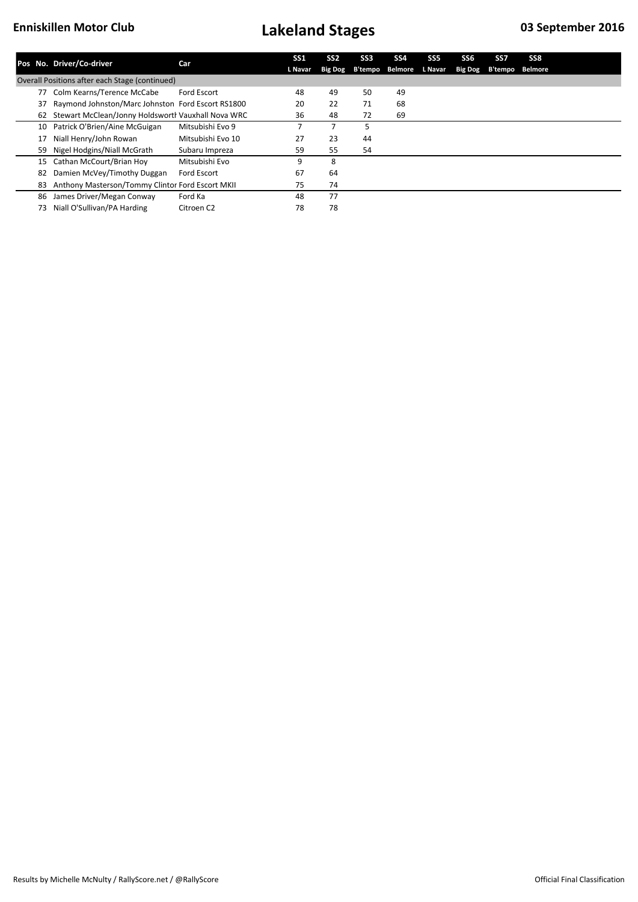# Enniskillen Motor Club — Lakeland Stages — 03 September 2016

| Pos | No. | Driver/Co-driver | Car | SS1 L Navar | SS2 Big Dog | SS3 B'tempo | SS4 Belmore | SS5 L Navar | SS6 Big Dog | SS7 B'tempo | SS8 Belmore |
|---|---|---|---|---|---|---|---|---|---|---|---|
| Overall Positions after each Stage (continued) | | | | | | | | | | | |
| | 77 | Colm Kearns/Terence McCabe | Ford Escort | 48 | 49 | 50 | 49 | | | | |
| | 37 | Raymond Johnston/Marc Johnston | Ford Escort RS1800 | 20 | 22 | 71 | 68 | | | | |
| | 62 | Stewart McClean/Jonny Holdsworth | Vauxhall Nova WRC | 36 | 48 | 72 | 69 | | | | |
| | 10 | Patrick O'Brien/Aine McGuigan | Mitsubishi Evo 9 | 7 | 7 | 5 | | | | | |
| | 17 | Niall Henry/John Rowan | Mitsubishi Evo 10 | 27 | 23 | 44 | | | | | |
| | 59 | Nigel Hodgins/Niall McGrath | Subaru Impreza | 59 | 55 | 54 | | | | | |
| | 15 | Cathan McCourt/Brian Hoy | Mitsubishi Evo | 9 | 8 | | | | | | |
| | 82 | Damien McVey/Timothy Duggan | Ford Escort | 67 | 64 | | | | | | |
| | 83 | Anthony Masterson/Tommy Clinton | Ford Escort MKII | 75 | 74 | | | | | | |
| | 86 | James Driver/Megan Conway | Ford Ka | 48 | 77 | | | | | | |
| | 73 | Niall O'Sullivan/PA Harding | Citroen C2 | 78 | 78 | | | | | | |

Results by Michelle McNulty / RallyScore.net / @RallyScore — Official Final Classification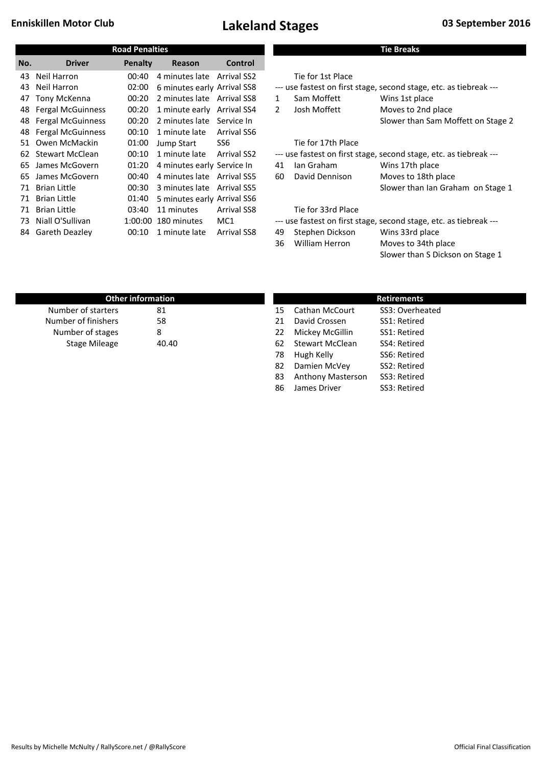Enniskillen Motor Club

# Lakeland Stages

03 September 2016

## Road Penalties

| No. | Driver | Penalty | Reason | Control |
|---|---|---|---|---|
| 43 | Neil Harron | 00:40 | 4 minutes late | Arrival SS2 |
| 43 | Neil Harron | 02:00 | 6 minutes early | Arrival SS8 |
| 47 | Tony McKenna | 00:20 | 2 minutes late | Arrival SS8 |
| 48 | Fergal McGuinness | 00:20 | 1 minute early | Arrival SS4 |
| 48 | Fergal McGuinness | 00:20 | 2 minutes late | Service In |
| 48 | Fergal McGuinness | 00:10 | 1 minute late | Arrival SS6 |
| 51 | Owen McMackin | 01:00 | Jump Start | SS6 |
| 62 | Stewart McClean | 00:10 | 1 minute late | Arrival SS2 |
| 65 | James McGovern | 01:20 | 4 minutes early | Service In |
| 65 | James McGovern | 00:40 | 4 minutes late | Arrival SS5 |
| 71 | Brian Little | 00:30 | 3 minutes late | Arrival SS5 |
| 71 | Brian Little | 01:40 | 5 minutes early | Arrival SS6 |
| 71 | Brian Little | 03:40 | 11 minutes | Arrival SS8 |
| 73 | Niall O'Sullivan | 1:00:00 | 180 minutes | MC1 |
| 84 | Gareth Deazley | 00:10 | 1 minute late | Arrival SS8 |

## Tie Breaks

Tie for 1st Place

--- use fastest on first stage, second stage, etc. as tiebreak ---

| | | |
|---|---|---|
| 1 | Sam Moffett | Wins 1st place |
| 2 | Josh Moffett | Moves to 2nd place |
| | | Slower than Sam Moffett on Stage 2 |

Tie for 17th Place

--- use fastest on first stage, second stage, etc. as tiebreak ---

| | | |
|---|---|---|
| 41 | Ian Graham | Wins 17th place |
| 60 | David Dennison | Moves to 18th place |
| | | Slower than Ian Graham on Stage 1 |

Tie for 33rd Place

--- use fastest on first stage, second stage, etc. as tiebreak ---

| | | |
|---|---|---|
| 49 | Stephen Dickson | Wins 33rd place |
| 36 | William Herron | Moves to 34th place |
| | | Slower than S Dickson on Stage 1 |

## Other information

| | |
|---|---|
| Number of starters | 81 |
| Number of finishers | 58 |
| Number of stages | 8 |
| Stage Mileage | 40.40 |

## Retirements

| | | |
|---|---|---|
| 15 | Cathan McCourt | SS3: Overheated |
| 21 | David Crossen | SS1: Retired |
| 22 | Mickey McGillin | SS1: Retired |
| 62 | Stewart McClean | SS4: Retired |
| 78 | Hugh Kelly | SS6: Retired |
| 82 | Damien McVey | SS2: Retired |
| 83 | Anthony Masterson | SS3: Retired |
| 86 | James Driver | SS3: Retired |

Results by Michelle McNulty / RallyScore.net / @RallyScore

Official Final Classification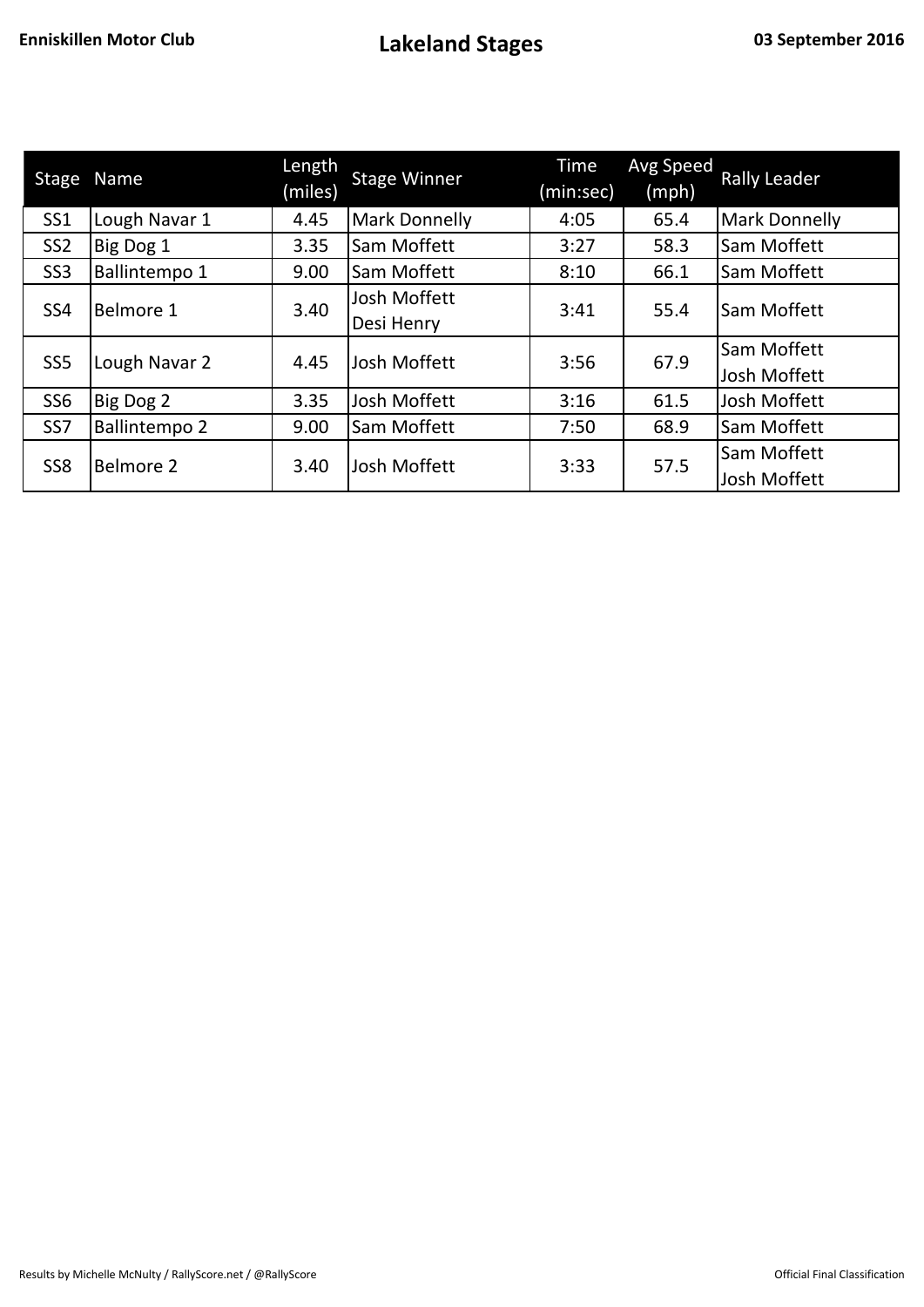**Enniskillen Motor Club**

# Lakeland Stages

**03 September 2016**

| Stage | Name | Length (miles) | Stage Winner | Time (min:sec) | Avg Speed (mph) | Rally Leader |
|---|---|---|---|---|---|---|
| SS1 | Lough Navar 1 | 4.45 | Mark Donnelly | 4:05 | 65.4 | Mark Donnelly |
| SS2 | Big Dog 1 | 3.35 | Sam Moffett | 3:27 | 58.3 | Sam Moffett |
| SS3 | Ballintempo 1 | 9.00 | Sam Moffett | 8:10 | 66.1 | Sam Moffett |
| SS4 | Belmore 1 | 3.40 | Josh Moffett<br>Desi Henry | 3:41 | 55.4 | Sam Moffett |
| SS5 | Lough Navar 2 | 4.45 | Josh Moffett | 3:56 | 67.9 | Sam Moffett<br>Josh Moffett |
| SS6 | Big Dog 2 | 3.35 | Josh Moffett | 3:16 | 61.5 | Josh Moffett |
| SS7 | Ballintempo 2 | 9.00 | Sam Moffett | 7:50 | 68.9 | Sam Moffett |
| SS8 | Belmore 2 | 3.40 | Josh Moffett | 3:33 | 57.5 | Sam Moffett<br>Josh Moffett |

Results by Michelle McNulty / RallyScore.net / @RallyScore

Official Final Classification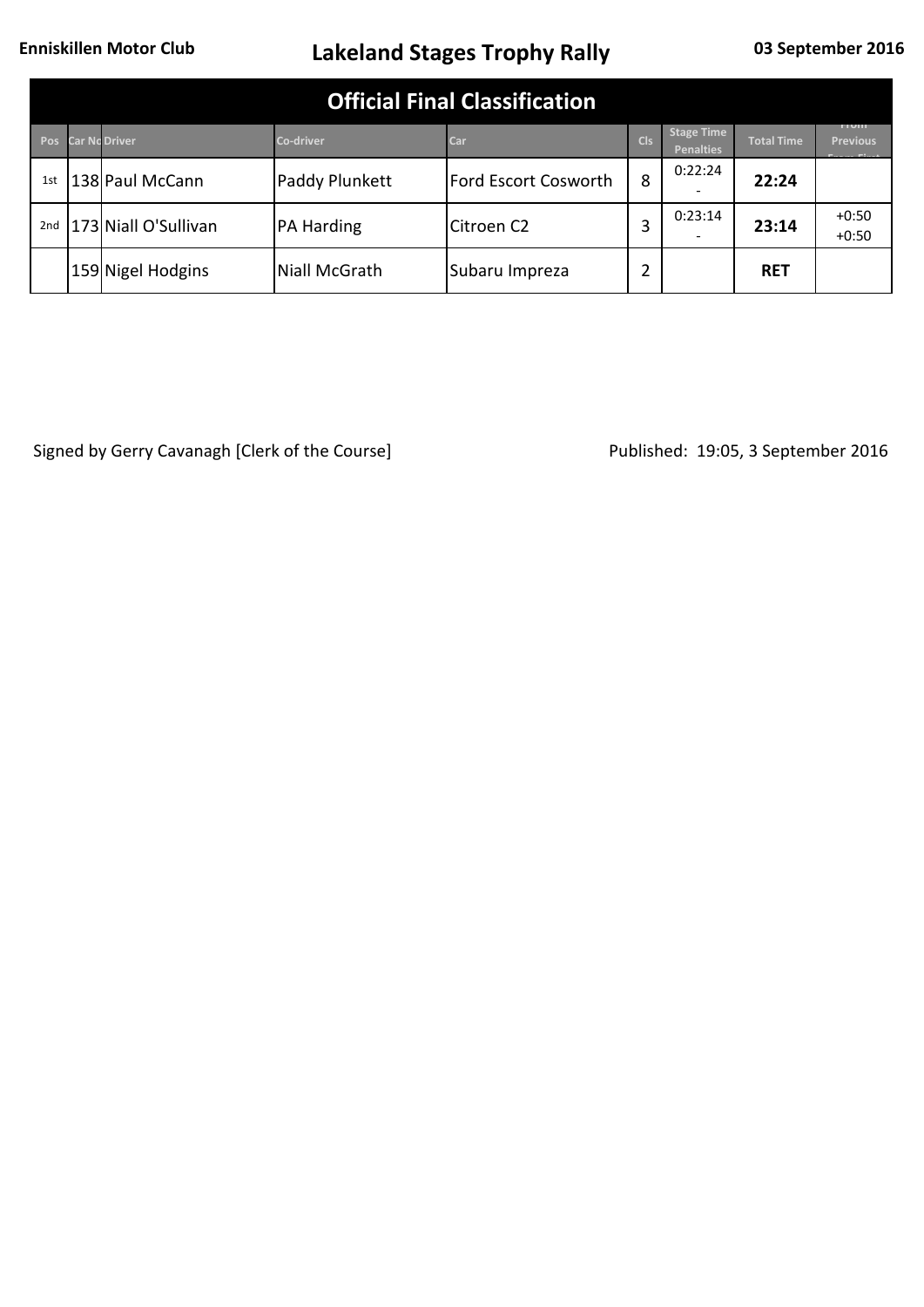**Enniskillen Motor Club**

# Lakeland Stages Trophy Rally

**03 September 2016**

## Official Final Classification

| Pos | Car No | Driver | Co-driver | Car | Cls | Stage Time Penalties | Total Time | From Previous From First |
|---|---|---|---|---|---|---|---|---|
| 1st | 138 | Paul McCann | Paddy Plunkett | Ford Escort Cosworth | 8 | 0:22:24 - | **22:24** | |
| 2nd | 173 | Niall O'Sullivan | PA Harding | Citroen C2 | 3 | 0:23:14 - | **23:14** | +0:50 +0:50 |
| | 159 | Nigel Hodgins | Niall McGrath | Subaru Impreza | 2 | | **RET** | |

Signed by Gerry Cavanagh [Clerk of the Course]

Published: 19:05, 3 September 2016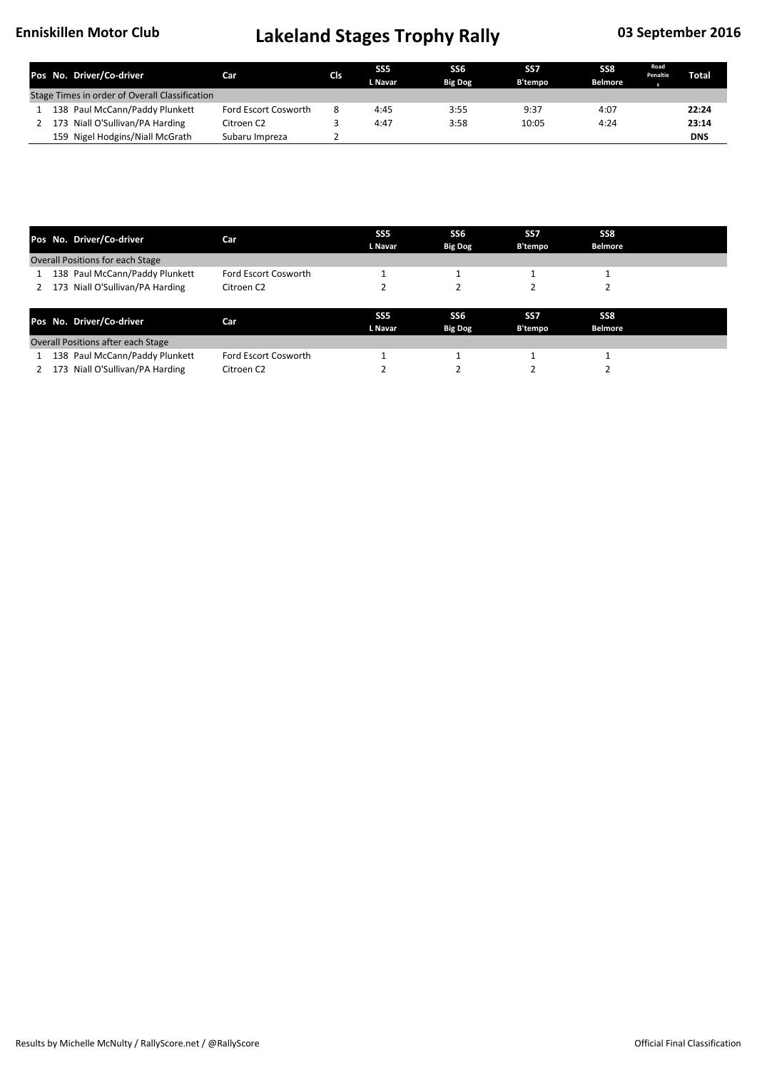Enniskillen Motor Club

# Lakeland Stages Trophy Rally

03 September 2016

| Pos | No. | Driver/Co-driver | Car | Cls | SS5 L Navar | SS6 Big Dog | SS7 B'tempo | SS8 Belmore | Road Penalties | Total |
|---|---|---|---|---|---|---|---|---|---|---|
| Stage Times in order of Overall Classification | | | | | | | | | | |
| 1 | 138 | Paul McCann/Paddy Plunkett | Ford Escort Cosworth | 8 | 4:45 | 3:55 | 9:37 | 4:07 | | **22:24** |
| 2 | 173 | Niall O'Sullivan/PA Harding | Citroen C2 | 3 | 4:47 | 3:58 | 10:05 | 4:24 | | **23:14** |
| | 159 | Nigel Hodgins/Niall McGrath | Subaru Impreza | 2 | | | | | | **DNS** |

| Pos | No. | Driver/Co-driver | Car | SS5 L Navar | SS6 Big Dog | SS7 B'tempo | SS8 Belmore |
|---|---|---|---|---|---|---|---|
| Overall Positions for each Stage | | | | | | | |
| 1 | 138 | Paul McCann/Paddy Plunkett | Ford Escort Cosworth | 1 | 1 | 1 | 1 |
| 2 | 173 | Niall O'Sullivan/PA Harding | Citroen C2 | 2 | 2 | 2 | 2 |

| Pos | No. | Driver/Co-driver | Car | SS5 L Navar | SS6 Big Dog | SS7 B'tempo | SS8 Belmore |
|---|---|---|---|---|---|---|---|
| Overall Positions after each Stage | | | | | | | |
| 1 | 138 | Paul McCann/Paddy Plunkett | Ford Escort Cosworth | 1 | 1 | 1 | 1 |
| 2 | 173 | Niall O'Sullivan/PA Harding | Citroen C2 | 2 | 2 | 2 | 2 |

Results by Michelle McNulty / RallyScore.net / @RallyScore

Official Final Classification